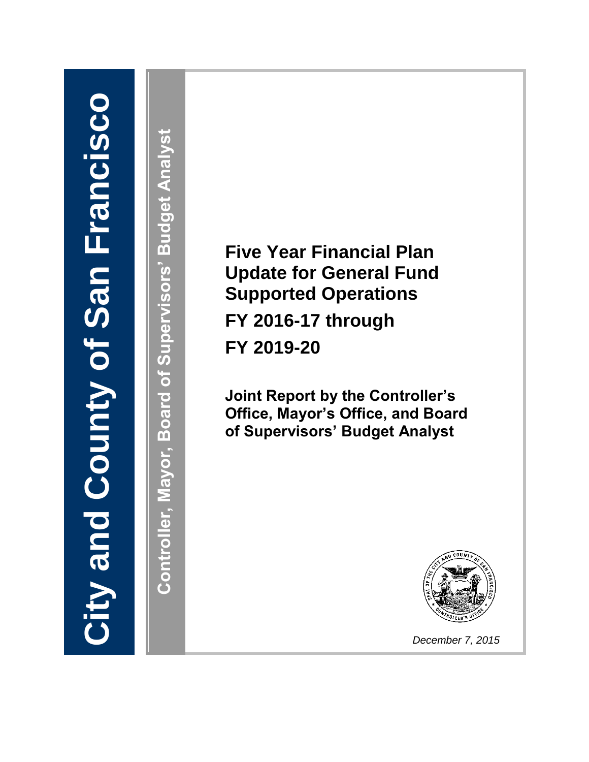City and County of San Francisco

Controller, Mayor, Board of Supervisors' Budget Analyst

# Five Year Financial Plan Update for General Fund Supported Operations

# FY 2016-17 through FY 2019-20

## Joint Report by the Controller's Office, Mayor's Office, and Board of Supervisors' Budget Analyst

*December 7, 2015*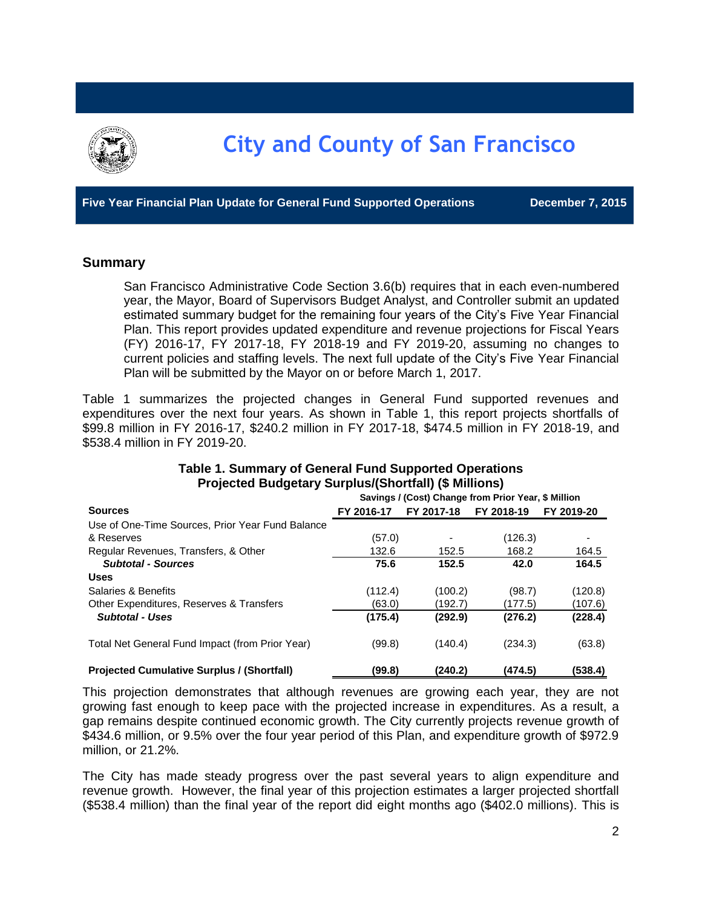# City and County of San Francisco

**Five Year Financial Plan Update for General Fund Supported Operations** **December 7, 2015**

## Summary

San Francisco Administrative Code Section 3.6(b) requires that in each even-numbered year, the Mayor, Board of Supervisors Budget Analyst, and Controller submit an updated estimated summary budget for the remaining four years of the City's Five Year Financial Plan. This report provides updated expenditure and revenue projections for Fiscal Years (FY) 2016-17, FY 2017-18, FY 2018-19 and FY 2019-20, assuming no changes to current policies and staffing levels. The next full update of the City's Five Year Financial Plan will be submitted by the Mayor on or before March 1, 2017.

Table 1 summarizes the projected changes in General Fund supported revenues and expenditures over the next four years. As shown in Table 1, this report projects shortfalls of $99.8 million in FY 2016-17, $240.2 million in FY 2017-18, $474.5 million in FY 2018-19, and $538.4 million in FY 2019-20.

**Table 1. Summary of General Fund Supported Operations Projected Budgetary Surplus/(Shortfall) ($ Millions)**

| | Savings / (Cost) Change from Prior Year, $ Million | | | |
|---|---|---|---|---|
| **Sources** | **FY 2016-17** | **FY 2017-18** | **FY 2018-19** | **FY 2019-20** |
| Use of One-Time Sources, Prior Year Fund Balance & Reserves | (57.0) | - | (126.3) | - |
| Regular Revenues, Transfers, & Other | 132.6 | 152.5 | 168.2 | 164.5 |
| ***Subtotal - Sources*** | **75.6** | **152.5** | **42.0** | **164.5** |
| **Uses** | | | | |
| Salaries & Benefits | (112.4) | (100.2) | (98.7) | (120.8) |
| Other Expenditures, Reserves & Transfers | (63.0) | (192.7) | (177.5) | (107.6) |
| ***Subtotal - Uses*** | **(175.4)** | **(292.9)** | **(276.2)** | **(228.4)** |
| Total Net General Fund Impact (from Prior Year) | (99.8) | (140.4) | (234.3) | (63.8) |
| **Projected Cumulative Surplus / (Shortfall)** | **(99.8)** | **(240.2)** | **(474.5)** | **(538.4)** |

This projection demonstrates that although revenues are growing each year, they are not growing fast enough to keep pace with the projected increase in expenditures. As a result, a gap remains despite continued economic growth. The City currently projects revenue growth of $434.6 million, or 9.5% over the four year period of this Plan, and expenditure growth of $972.9 million, or 21.2%.

The City has made steady progress over the past several years to align expenditure and revenue growth. However, the final year of this projection estimates a larger projected shortfall ($538.4 million) than the final year of the report did eight months ago ($402.0 millions). This is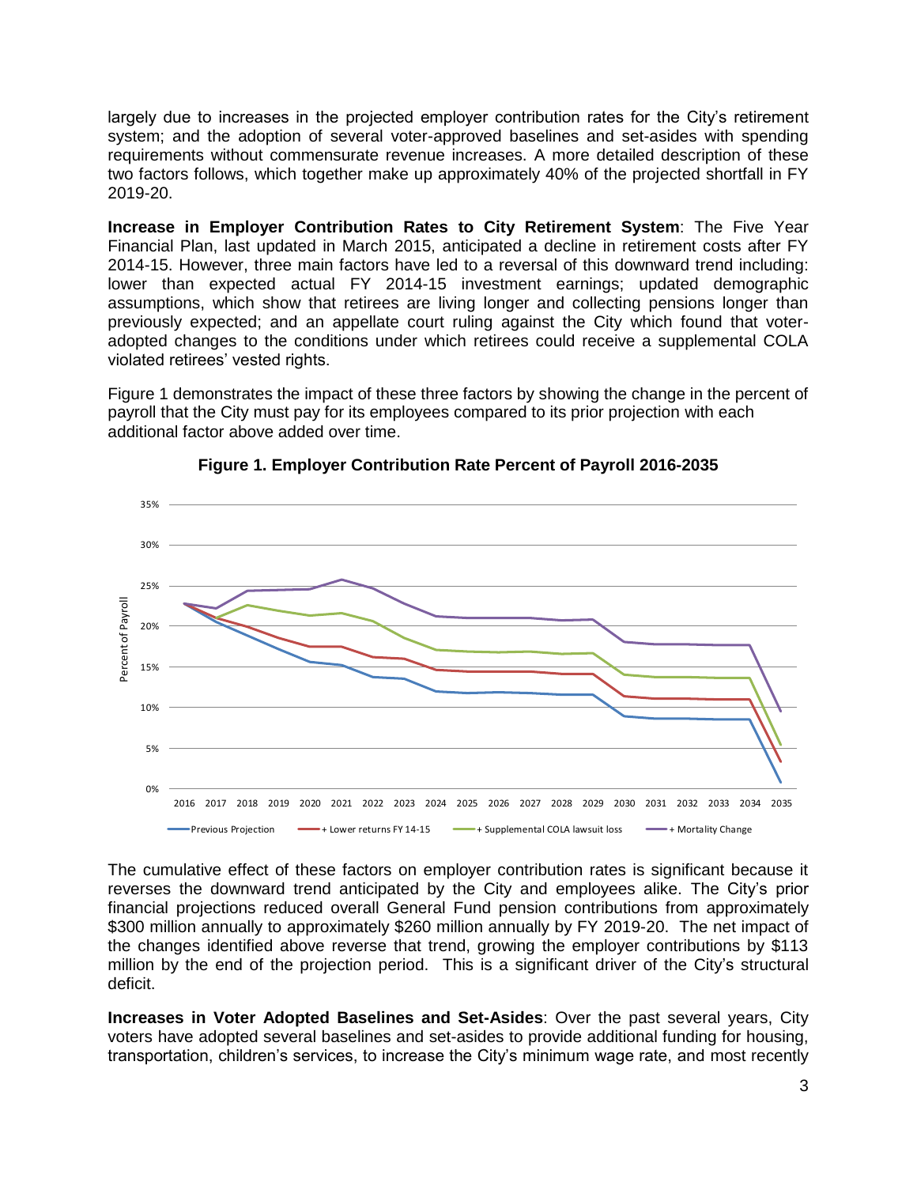largely due to increases in the projected employer contribution rates for the City's retirement system; and the adoption of several voter-approved baselines and set-asides with spending requirements without commensurate revenue increases. A more detailed description of these two factors follows, which together make up approximately 40% of the projected shortfall in FY 2019-20.

**Increase in Employer Contribution Rates to City Retirement System**: The Five Year Financial Plan, last updated in March 2015, anticipated a decline in retirement costs after FY 2014-15. However, three main factors have led to a reversal of this downward trend including: lower than expected actual FY 2014-15 investment earnings; updated demographic assumptions, which show that retirees are living longer and collecting pensions longer than previously expected; and an appellate court ruling against the City which found that voter-adopted changes to the conditions under which retirees could receive a supplemental COLA violated retirees' vested rights.

Figure 1 demonstrates the impact of these three factors by showing the change in the percent of payroll that the City must pay for its employees compared to its prior projection with each additional factor above added over time.

**Figure 1. Employer Contribution Rate Percent of Payroll 2016-2035**

The cumulative effect of these factors on employer contribution rates is significant because it reverses the downward trend anticipated by the City and employees alike. The City's prior financial projections reduced overall General Fund pension contributions from approximately $300 million annually to approximately $260 million annually by FY 2019-20. The net impact of the changes identified above reverse that trend, growing the employer contributions by $113 million by the end of the projection period. This is a significant driver of the City's structural deficit.

**Increases in Voter Adopted Baselines and Set-Asides**: Over the past several years, City voters have adopted several baselines and set-asides to provide additional funding for housing, transportation, children's services, to increase the City's minimum wage rate, and most recently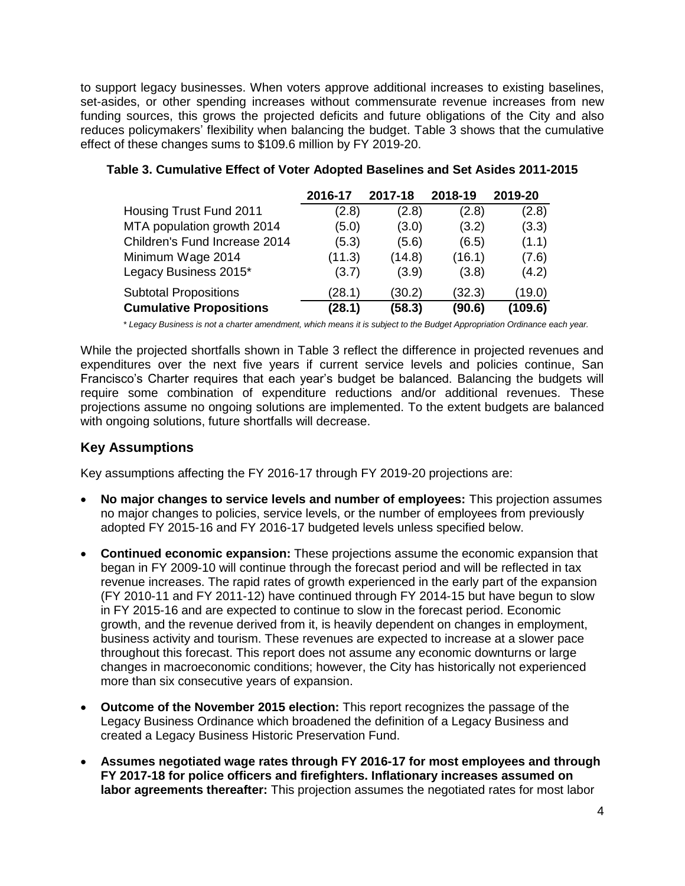to support legacy businesses. When voters approve additional increases to existing baselines, set-asides, or other spending increases without commensurate revenue increases from new funding sources, this grows the projected deficits and future obligations of the City and also reduces policymakers' flexibility when balancing the budget. Table 3 shows that the cumulative effect of these changes sums to $109.6 million by FY 2019-20.

**Table 3. Cumulative Effect of Voter Adopted Baselines and Set Asides 2011-2015**

| | 2016-17 | 2017-18 | 2018-19 | 2019-20 |
|---|---|---|---|---|
| Housing Trust Fund 2011 | (2.8) | (2.8) | (2.8) | (2.8) |
| MTA population growth 2014 | (5.0) | (3.0) | (3.2) | (3.3) |
| Children's Fund Increase 2014 | (5.3) | (5.6) | (6.5) | (1.1) |
| Minimum Wage 2014 | (11.3) | (14.8) | (16.1) | (7.6) |
| Legacy Business 2015* | (3.7) | (3.9) | (3.8) | (4.2) |
| Subtotal Propositions | (28.1) | (30.2) | (32.3) | (19.0) |
| **Cumulative Propositions** | **(28.1)** | **(58.3)** | **(90.6)** | **(109.6)** |

*\* Legacy Business is not a charter amendment, which means it is subject to the Budget Appropriation Ordinance each year.*

While the projected shortfalls shown in Table 3 reflect the difference in projected revenues and expenditures over the next five years if current service levels and policies continue, San Francisco's Charter requires that each year's budget be balanced. Balancing the budgets will require some combination of expenditure reductions and/or additional revenues. These projections assume no ongoing solutions are implemented. To the extent budgets are balanced with ongoing solutions, future shortfalls will decrease.

## Key Assumptions

Key assumptions affecting the FY 2016-17 through FY 2019-20 projections are:

- **No major changes to service levels and number of employees:** This projection assumes no major changes to policies, service levels, or the number of employees from previously adopted FY 2015-16 and FY 2016-17 budgeted levels unless specified below.
- **Continued economic expansion:** These projections assume the economic expansion that began in FY 2009-10 will continue through the forecast period and will be reflected in tax revenue increases. The rapid rates of growth experienced in the early part of the expansion (FY 2010-11 and FY 2011-12) have continued through FY 2014-15 but have begun to slow in FY 2015-16 and are expected to continue to slow in the forecast period. Economic growth, and the revenue derived from it, is heavily dependent on changes in employment, business activity and tourism. These revenues are expected to increase at a slower pace throughout this forecast. This report does not assume any economic downturns or large changes in macroeconomic conditions; however, the City has historically not experienced more than six consecutive years of expansion.
- **Outcome of the November 2015 election:** This report recognizes the passage of the Legacy Business Ordinance which broadened the definition of a Legacy Business and created a Legacy Business Historic Preservation Fund.
- **Assumes negotiated wage rates through FY 2016-17 for most employees and through FY 2017-18 for police officers and firefighters. Inflationary increases assumed on labor agreements thereafter:** This projection assumes the negotiated rates for most labor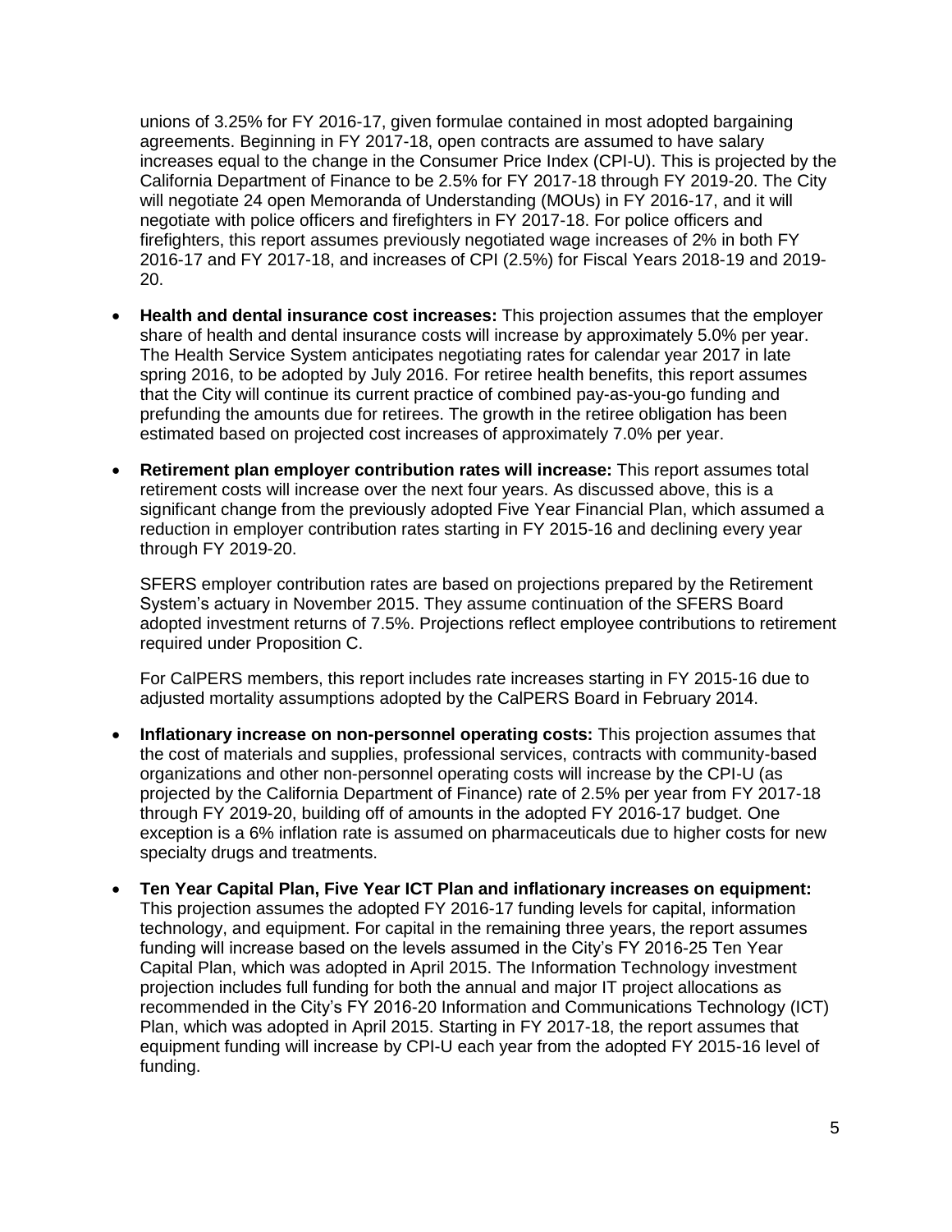unions of 3.25% for FY 2016-17, given formulae contained in most adopted bargaining agreements. Beginning in FY 2017-18, open contracts are assumed to have salary increases equal to the change in the Consumer Price Index (CPI-U). This is projected by the California Department of Finance to be 2.5% for FY 2017-18 through FY 2019-20. The City will negotiate 24 open Memoranda of Understanding (MOUs) in FY 2016-17, and it will negotiate with police officers and firefighters in FY 2017-18. For police officers and firefighters, this report assumes previously negotiated wage increases of 2% in both FY 2016-17 and FY 2017-18, and increases of CPI (2.5%) for Fiscal Years 2018-19 and 2019-20.

- **Health and dental insurance cost increases:** This projection assumes that the employer share of health and dental insurance costs will increase by approximately 5.0% per year. The Health Service System anticipates negotiating rates for calendar year 2017 in late spring 2016, to be adopted by July 2016. For retiree health benefits, this report assumes that the City will continue its current practice of combined pay-as-you-go funding and prefunding the amounts due for retirees. The growth in the retiree obligation has been estimated based on projected cost increases of approximately 7.0% per year.

- **Retirement plan employer contribution rates will increase:** This report assumes total retirement costs will increase over the next four years. As discussed above, this is a significant change from the previously adopted Five Year Financial Plan, which assumed a reduction in employer contribution rates starting in FY 2015-16 and declining every year through FY 2019-20.

  SFERS employer contribution rates are based on projections prepared by the Retirement System's actuary in November 2015. They assume continuation of the SFERS Board adopted investment returns of 7.5%. Projections reflect employee contributions to retirement required under Proposition C.

  For CalPERS members, this report includes rate increases starting in FY 2015-16 due to adjusted mortality assumptions adopted by the CalPERS Board in February 2014.

- **Inflationary increase on non-personnel operating costs:** This projection assumes that the cost of materials and supplies, professional services, contracts with community-based organizations and other non-personnel operating costs will increase by the CPI-U (as projected by the California Department of Finance) rate of 2.5% per year from FY 2017-18 through FY 2019-20, building off of amounts in the adopted FY 2016-17 budget. One exception is a 6% inflation rate is assumed on pharmaceuticals due to higher costs for new specialty drugs and treatments.

- **Ten Year Capital Plan, Five Year ICT Plan and inflationary increases on equipment:** This projection assumes the adopted FY 2016-17 funding levels for capital, information technology, and equipment. For capital in the remaining three years, the report assumes funding will increase based on the levels assumed in the City's FY 2016-25 Ten Year Capital Plan, which was adopted in April 2015. The Information Technology investment projection includes full funding for both the annual and major IT project allocations as recommended in the City's FY 2016-20 Information and Communications Technology (ICT) Plan, which was adopted in April 2015. Starting in FY 2017-18, the report assumes that equipment funding will increase by CPI-U each year from the adopted FY 2015-16 level of funding.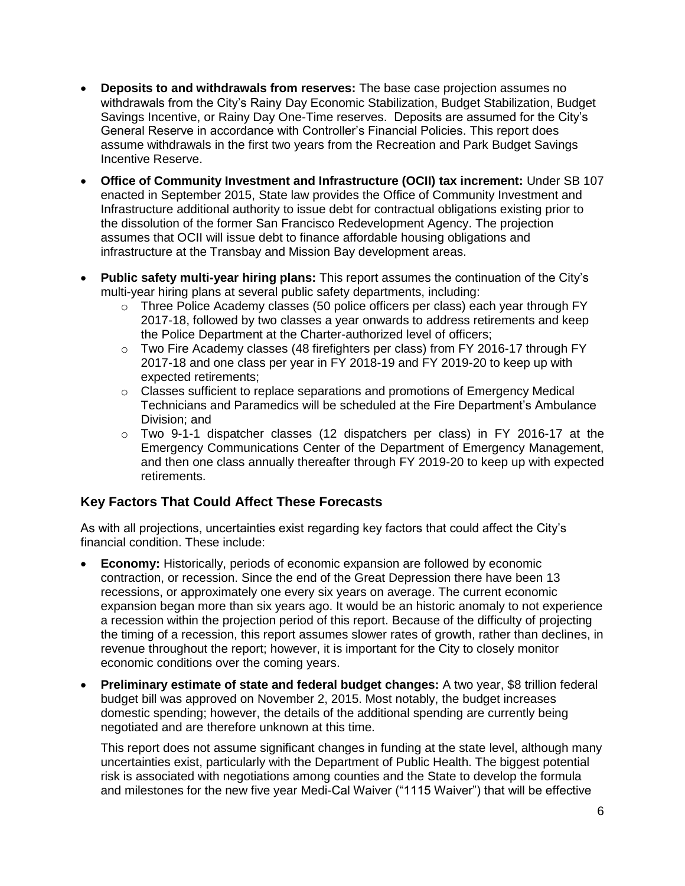- **Deposits to and withdrawals from reserves:** The base case projection assumes no withdrawals from the City's Rainy Day Economic Stabilization, Budget Stabilization, Budget Savings Incentive, or Rainy Day One-Time reserves. Deposits are assumed for the City's General Reserve in accordance with Controller's Financial Policies. This report does assume withdrawals in the first two years from the Recreation and Park Budget Savings Incentive Reserve.
- **Office of Community Investment and Infrastructure (OCII) tax increment:** Under SB 107 enacted in September 2015, State law provides the Office of Community Investment and Infrastructure additional authority to issue debt for contractual obligations existing prior to the dissolution of the former San Francisco Redevelopment Agency. The projection assumes that OCII will issue debt to finance affordable housing obligations and infrastructure at the Transbay and Mission Bay development areas.
- **Public safety multi-year hiring plans:** This report assumes the continuation of the City's multi-year hiring plans at several public safety departments, including:
  - Three Police Academy classes (50 police officers per class) each year through FY 2017-18, followed by two classes a year onwards to address retirements and keep the Police Department at the Charter-authorized level of officers;
  - Two Fire Academy classes (48 firefighters per class) from FY 2016-17 through FY 2017-18 and one class per year in FY 2018-19 and FY 2019-20 to keep up with expected retirements;
  - Classes sufficient to replace separations and promotions of Emergency Medical Technicians and Paramedics will be scheduled at the Fire Department's Ambulance Division; and
  - Two 9-1-1 dispatcher classes (12 dispatchers per class) in FY 2016-17 at the Emergency Communications Center of the Department of Emergency Management, and then one class annually thereafter through FY 2019-20 to keep up with expected retirements.

## Key Factors That Could Affect These Forecasts

As with all projections, uncertainties exist regarding key factors that could affect the City's financial condition. These include:

- **Economy:** Historically, periods of economic expansion are followed by economic contraction, or recession. Since the end of the Great Depression there have been 13 recessions, or approximately one every six years on average. The current economic expansion began more than six years ago. It would be an historic anomaly to not experience a recession within the projection period of this report. Because of the difficulty of projecting the timing of a recession, this report assumes slower rates of growth, rather than declines, in revenue throughout the report; however, it is important for the City to closely monitor economic conditions over the coming years.
- **Preliminary estimate of state and federal budget changes:** A two year, $8 trillion federal budget bill was approved on November 2, 2015. Most notably, the budget increases domestic spending; however, the details of the additional spending are currently being negotiated and are therefore unknown at this time.

  This report does not assume significant changes in funding at the state level, although many uncertainties exist, particularly with the Department of Public Health. The biggest potential risk is associated with negotiations among counties and the State to develop the formula and milestones for the new five year Medi-Cal Waiver ("1115 Waiver") that will be effective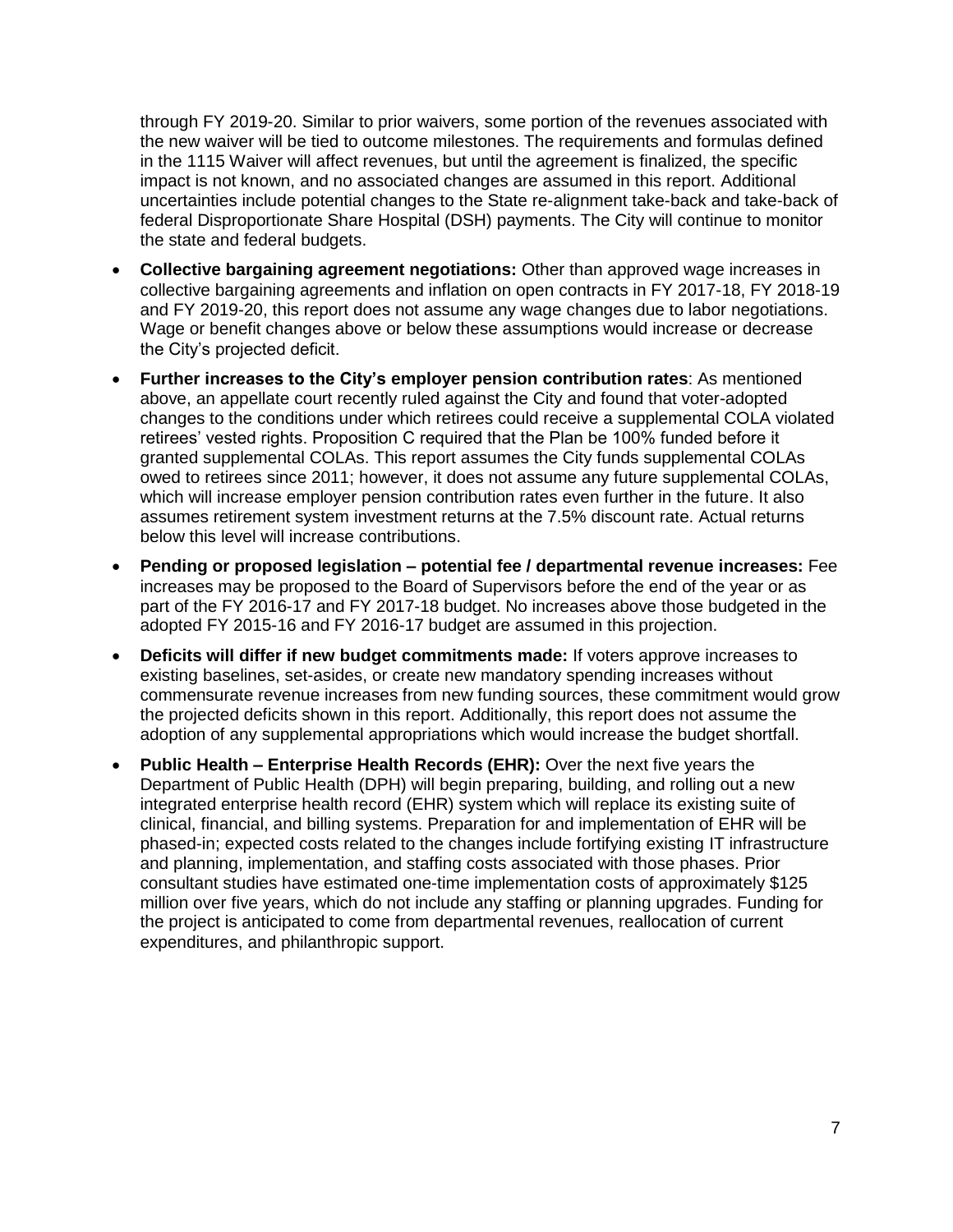through FY 2019-20. Similar to prior waivers, some portion of the revenues associated with the new waiver will be tied to outcome milestones. The requirements and formulas defined in the 1115 Waiver will affect revenues, but until the agreement is finalized, the specific impact is not known, and no associated changes are assumed in this report. Additional uncertainties include potential changes to the State re-alignment take-back and take-back of federal Disproportionate Share Hospital (DSH) payments. The City will continue to monitor the state and federal budgets.

- **Collective bargaining agreement negotiations:** Other than approved wage increases in collective bargaining agreements and inflation on open contracts in FY 2017-18, FY 2018-19 and FY 2019-20, this report does not assume any wage changes due to labor negotiations. Wage or benefit changes above or below these assumptions would increase or decrease the City's projected deficit.

- **Further increases to the City's employer pension contribution rates**: As mentioned above, an appellate court recently ruled against the City and found that voter-adopted changes to the conditions under which retirees could receive a supplemental COLA violated retirees' vested rights. Proposition C required that the Plan be 100% funded before it granted supplemental COLAs. This report assumes the City funds supplemental COLAs owed to retirees since 2011; however, it does not assume any future supplemental COLAs, which will increase employer pension contribution rates even further in the future. It also assumes retirement system investment returns at the 7.5% discount rate. Actual returns below this level will increase contributions.

- **Pending or proposed legislation – potential fee / departmental revenue increases:** Fee increases may be proposed to the Board of Supervisors before the end of the year or as part of the FY 2016-17 and FY 2017-18 budget. No increases above those budgeted in the adopted FY 2015-16 and FY 2016-17 budget are assumed in this projection.

- **Deficits will differ if new budget commitments made:** If voters approve increases to existing baselines, set-asides, or create new mandatory spending increases without commensurate revenue increases from new funding sources, these commitment would grow the projected deficits shown in this report. Additionally, this report does not assume the adoption of any supplemental appropriations which would increase the budget shortfall.

- **Public Health – Enterprise Health Records (EHR):** Over the next five years the Department of Public Health (DPH) will begin preparing, building, and rolling out a new integrated enterprise health record (EHR) system which will replace its existing suite of clinical, financial, and billing systems. Preparation for and implementation of EHR will be phased-in; expected costs related to the changes include fortifying existing IT infrastructure and planning, implementation, and staffing costs associated with those phases. Prior consultant studies have estimated one-time implementation costs of approximately $125 million over five years, which do not include any staffing or planning upgrades. Funding for the project is anticipated to come from departmental revenues, reallocation of current expenditures, and philanthropic support.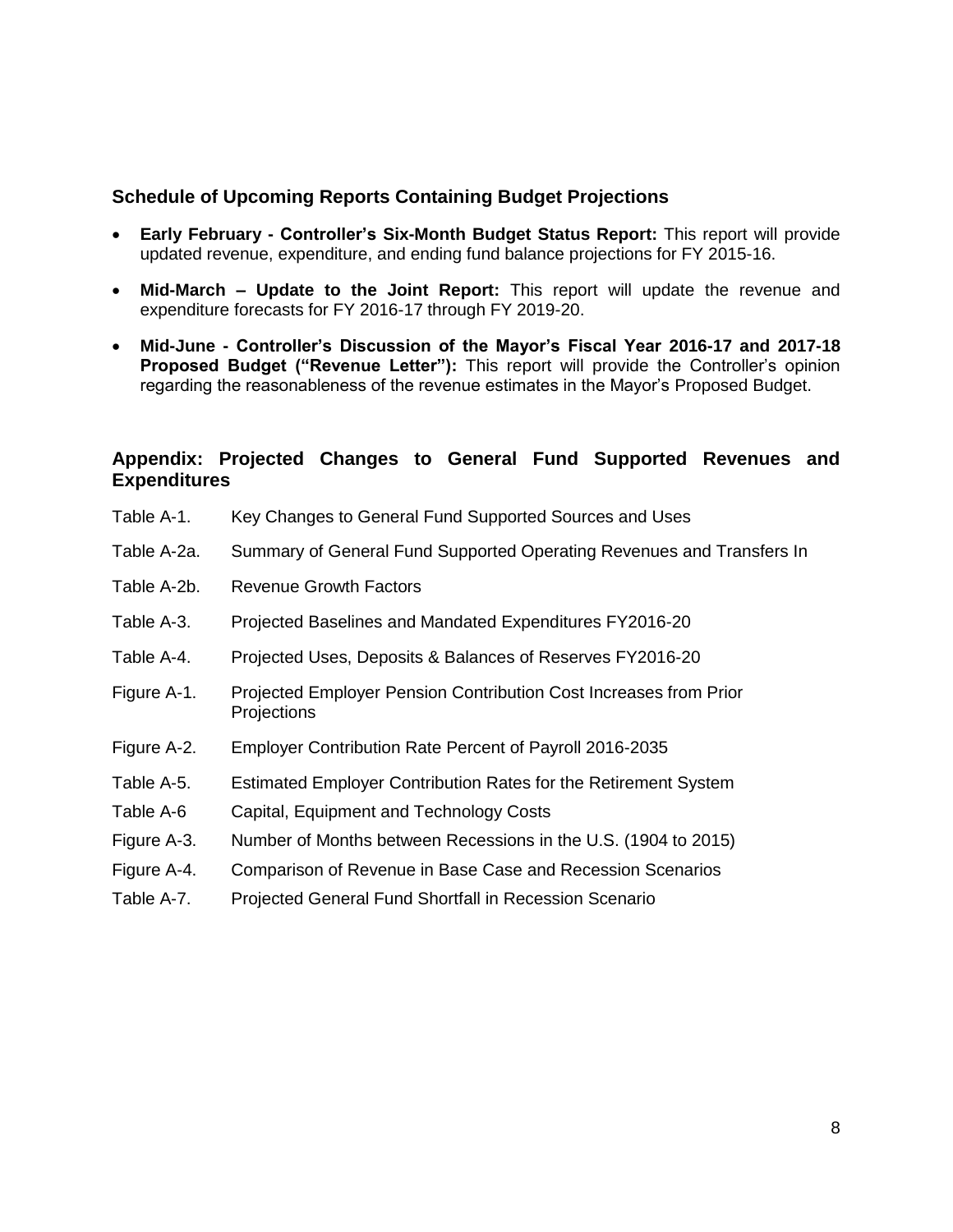## Schedule of Upcoming Reports Containing Budget Projections

- **Early February - Controller's Six-Month Budget Status Report:** This report will provide updated revenue, expenditure, and ending fund balance projections for FY 2015-16.
- **Mid-March – Update to the Joint Report:** This report will update the revenue and expenditure forecasts for FY 2016-17 through FY 2019-20.
- **Mid-June - Controller's Discussion of the Mayor's Fiscal Year 2016-17 and 2017-18 Proposed Budget ("Revenue Letter"):** This report will provide the Controller's opinion regarding the reasonableness of the revenue estimates in the Mayor's Proposed Budget.

## Appendix: Projected Changes to General Fund Supported Revenues and Expenditures

| | |
|---|---|
| Table A-1. | Key Changes to General Fund Supported Sources and Uses |
| Table A-2a. | Summary of General Fund Supported Operating Revenues and Transfers In |
| Table A-2b. | Revenue Growth Factors |
| Table A-3. | Projected Baselines and Mandated Expenditures FY2016-20 |
| Table A-4. | Projected Uses, Deposits & Balances of Reserves FY2016-20 |
| Figure A-1. | Projected Employer Pension Contribution Cost Increases from Prior Projections |
| Figure A-2. | Employer Contribution Rate Percent of Payroll 2016-2035 |
| Table A-5. | Estimated Employer Contribution Rates for the Retirement System |
| Table A-6 | Capital, Equipment and Technology Costs |
| Figure A-3. | Number of Months between Recessions in the U.S. (1904 to 2015) |
| Figure A-4. | Comparison of Revenue in Base Case and Recession Scenarios |
| Table A-7. | Projected General Fund Shortfall in Recession Scenario |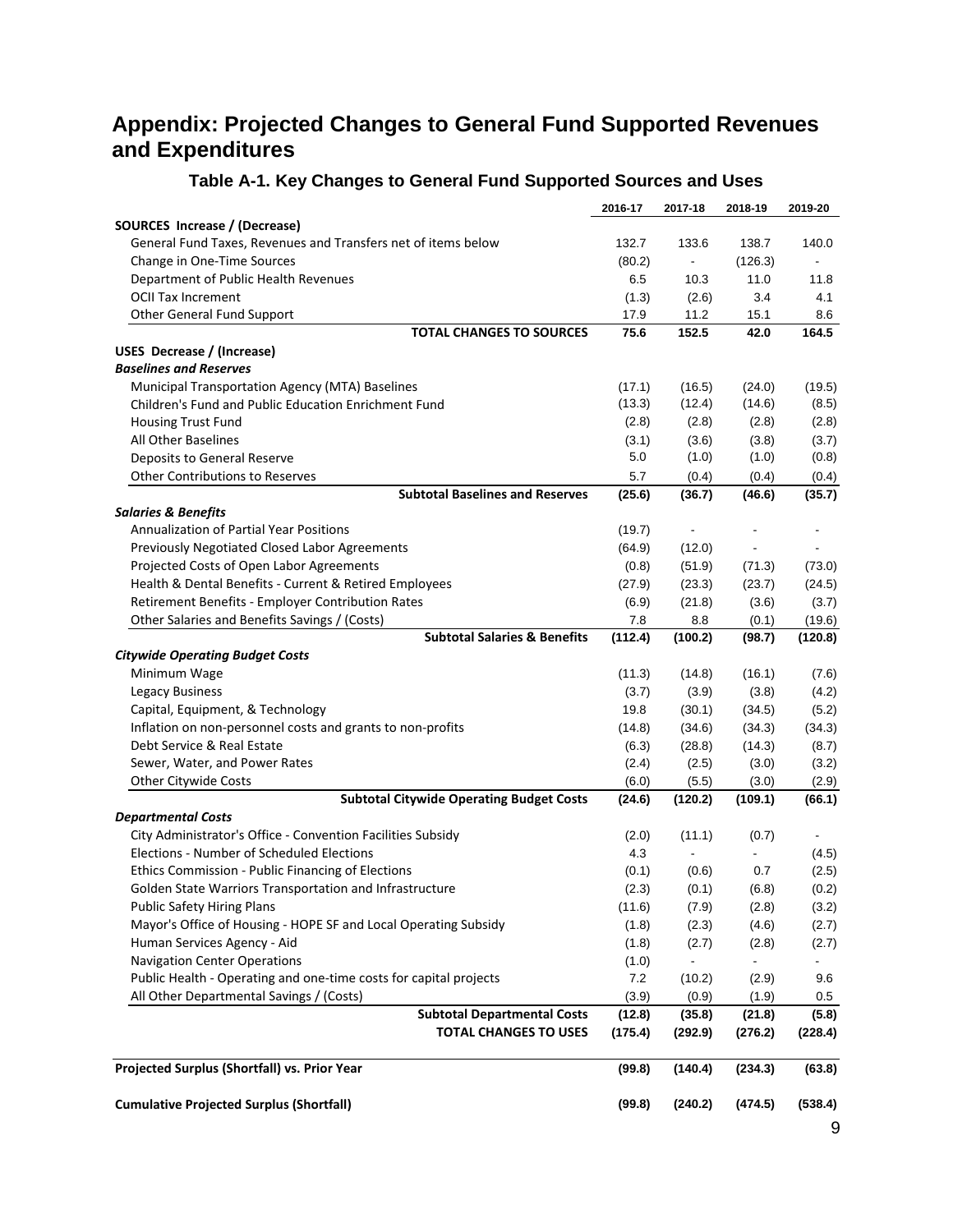# Appendix: Projected Changes to General Fund Supported Revenues and Expenditures

## Table A-1. Key Changes to General Fund Supported Sources and Uses

| | 2016-17 | 2017-18 | 2018-19 | 2019-20 |
|---|---|---|---|---|
| **SOURCES Increase / (Decrease)** | | | | |
| General Fund Taxes, Revenues and Transfers net of items below | 132.7 | 133.6 | 138.7 | 140.0 |
| Change in One-Time Sources | (80.2) | - | (126.3) | - |
| Department of Public Health Revenues | 6.5 | 10.3 | 11.0 | 11.8 |
| OCII Tax Increment | (1.3) | (2.6) | 3.4 | 4.1 |
| Other General Fund Support | 17.9 | 11.2 | 15.1 | 8.6 |
| **TOTAL CHANGES TO SOURCES** | **75.6** | **152.5** | **42.0** | **164.5** |
| **USES Decrease / (Increase)** | | | | |
| ***Baselines and Reserves*** | | | | |
| Municipal Transportation Agency (MTA) Baselines | (17.1) | (16.5) | (24.0) | (19.5) |
| Children's Fund and Public Education Enrichment Fund | (13.3) | (12.4) | (14.6) | (8.5) |
| Housing Trust Fund | (2.8) | (2.8) | (2.8) | (2.8) |
| All Other Baselines | (3.1) | (3.6) | (3.8) | (3.7) |
| Deposits to General Reserve | 5.0 | (1.0) | (1.0) | (0.8) |
| Other Contributions to Reserves | 5.7 | (0.4) | (0.4) | (0.4) |
| **Subtotal Baselines and Reserves** | **(25.6)** | **(36.7)** | **(46.6)** | **(35.7)** |
| ***Salaries & Benefits*** | | | | |
| Annualization of Partial Year Positions | (19.7) | - | - | - |
| Previously Negotiated Closed Labor Agreements | (64.9) | (12.0) | - | - |
| Projected Costs of Open Labor Agreements | (0.8) | (51.9) | (71.3) | (73.0) |
| Health & Dental Benefits - Current & Retired Employees | (27.9) | (23.3) | (23.7) | (24.5) |
| Retirement Benefits - Employer Contribution Rates | (6.9) | (21.8) | (3.6) | (3.7) |
| Other Salaries and Benefits Savings / (Costs) | 7.8 | 8.8 | (0.1) | (19.6) |
| **Subtotal Salaries & Benefits** | **(112.4)** | **(100.2)** | **(98.7)** | **(120.8)** |
| ***Citywide Operating Budget Costs*** | | | | |
| Minimum Wage | (11.3) | (14.8) | (16.1) | (7.6) |
| Legacy Business | (3.7) | (3.9) | (3.8) | (4.2) |
| Capital, Equipment, & Technology | 19.8 | (30.1) | (34.5) | (5.2) |
| Inflation on non-personnel costs and grants to non-profits | (14.8) | (34.6) | (34.3) | (34.3) |
| Debt Service & Real Estate | (6.3) | (28.8) | (14.3) | (8.7) |
| Sewer, Water, and Power Rates | (2.4) | (2.5) | (3.0) | (3.2) |
| Other Citywide Costs | (6.0) | (5.5) | (3.0) | (2.9) |
| **Subtotal Citywide Operating Budget Costs** | **(24.6)** | **(120.2)** | **(109.1)** | **(66.1)** |
| ***Departmental Costs*** | | | | |
| City Administrator's Office - Convention Facilities Subsidy | (2.0) | (11.1) | (0.7) | - |
| Elections - Number of Scheduled Elections | 4.3 | - | - | (4.5) |
| Ethics Commission - Public Financing of Elections | (0.1) | (0.6) | 0.7 | (2.5) |
| Golden State Warriors Transportation and Infrastructure | (2.3) | (0.1) | (6.8) | (0.2) |
| Public Safety Hiring Plans | (11.6) | (7.9) | (2.8) | (3.2) |
| Mayor's Office of Housing - HOPE SF and Local Operating Subsidy | (1.8) | (2.3) | (4.6) | (2.7) |
| Human Services Agency - Aid | (1.8) | (2.7) | (2.8) | (2.7) |
| Navigation Center Operations | (1.0) | - | - | - |
| Public Health - Operating and one-time costs for capital projects | 7.2 | (10.2) | (2.9) | 9.6 |
| All Other Departmental Savings / (Costs) | (3.9) | (0.9) | (1.9) | 0.5 |
| **Subtotal Departmental Costs** | **(12.8)** | **(35.8)** | **(21.8)** | **(5.8)** |
| **TOTAL CHANGES TO USES** | **(175.4)** | **(292.9)** | **(276.2)** | **(228.4)** |
| **Projected Surplus (Shortfall) vs. Prior Year** | **(99.8)** | **(140.4)** | **(234.3)** | **(63.8)** |
| **Cumulative Projected Surplus (Shortfall)** | **(99.8)** | **(240.2)** | **(474.5)** | **(538.4)** |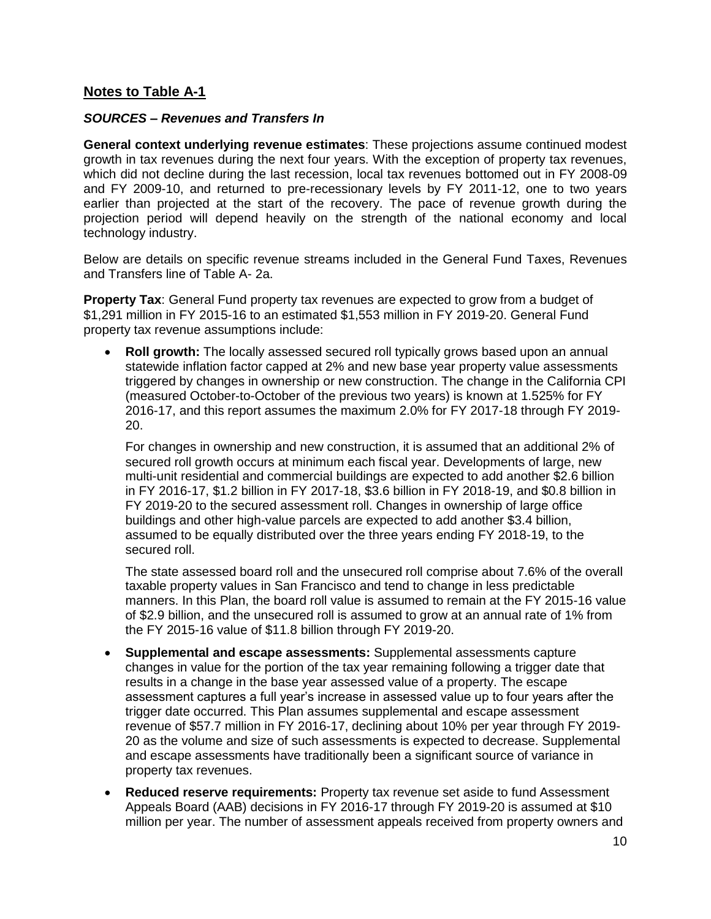## Notes to Table A-1

### *SOURCES – Revenues and Transfers In*

**General context underlying revenue estimates**: These projections assume continued modest growth in tax revenues during the next four years. With the exception of property tax revenues, which did not decline during the last recession, local tax revenues bottomed out in FY 2008-09 and FY 2009-10, and returned to pre-recessionary levels by FY 2011-12, one to two years earlier than projected at the start of the recovery. The pace of revenue growth during the projection period will depend heavily on the strength of the national economy and local technology industry.

Below are details on specific revenue streams included in the General Fund Taxes, Revenues and Transfers line of Table A- 2a.

**Property Tax**: General Fund property tax revenues are expected to grow from a budget of $1,291 million in FY 2015-16 to an estimated $1,553 million in FY 2019-20. General Fund property tax revenue assumptions include:

- **Roll growth:** The locally assessed secured roll typically grows based upon an annual statewide inflation factor capped at 2% and new base year property value assessments triggered by changes in ownership or new construction. The change in the California CPI (measured October-to-October of the previous two years) is known at 1.525% for FY 2016-17, and this report assumes the maximum 2.0% for FY 2017-18 through FY 2019-20.

  For changes in ownership and new construction, it is assumed that an additional 2% of secured roll growth occurs at minimum each fiscal year. Developments of large, new multi-unit residential and commercial buildings are expected to add another $2.6 billion in FY 2016-17, $1.2 billion in FY 2017-18, $3.6 billion in FY 2018-19, and $0.8 billion in FY 2019-20 to the secured assessment roll. Changes in ownership of large office buildings and other high-value parcels are expected to add another $3.4 billion, assumed to be equally distributed over the three years ending FY 2018-19, to the secured roll.

  The state assessed board roll and the unsecured roll comprise about 7.6% of the overall taxable property values in San Francisco and tend to change in less predictable manners. In this Plan, the board roll value is assumed to remain at the FY 2015-16 value of $2.9 billion, and the unsecured roll is assumed to grow at an annual rate of 1% from the FY 2015-16 value of $11.8 billion through FY 2019-20.

- **Supplemental and escape assessments:** Supplemental assessments capture changes in value for the portion of the tax year remaining following a trigger date that results in a change in the base year assessed value of a property. The escape assessment captures a full year's increase in assessed value up to four years after the trigger date occurred. This Plan assumes supplemental and escape assessment revenue of $57.7 million in FY 2016-17, declining about 10% per year through FY 2019-20 as the volume and size of such assessments is expected to decrease. Supplemental and escape assessments have traditionally been a significant source of variance in property tax revenues.

- **Reduced reserve requirements:** Property tax revenue set aside to fund Assessment Appeals Board (AAB) decisions in FY 2016-17 through FY 2019-20 is assumed at $10 million per year. The number of assessment appeals received from property owners and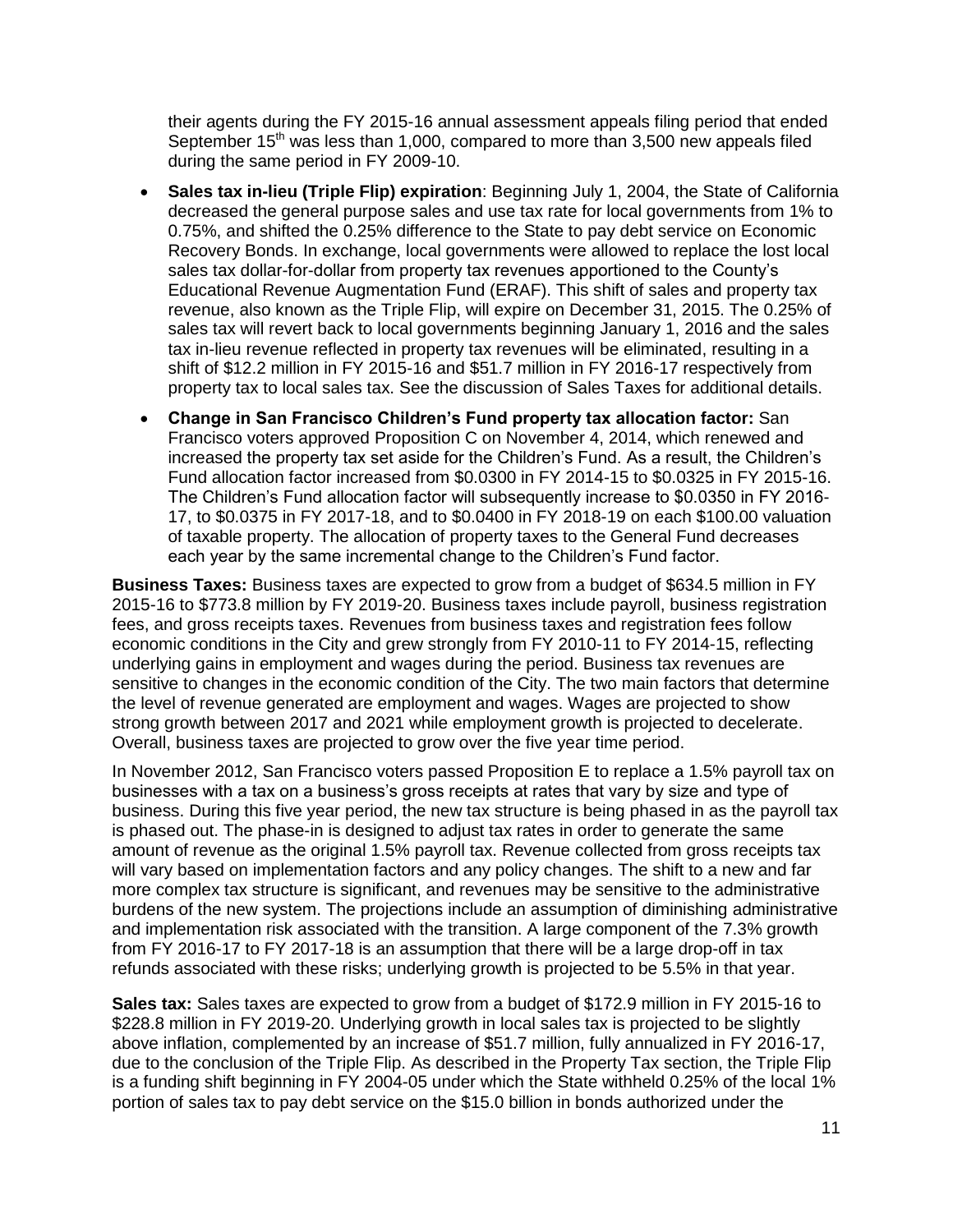their agents during the FY 2015-16 annual assessment appeals filing period that ended September 15th was less than 1,000, compared to more than 3,500 new appeals filed during the same period in FY 2009-10.

- **Sales tax in-lieu (Triple Flip) expiration**: Beginning July 1, 2004, the State of California decreased the general purpose sales and use tax rate for local governments from 1% to 0.75%, and shifted the 0.25% difference to the State to pay debt service on Economic Recovery Bonds. In exchange, local governments were allowed to replace the lost local sales tax dollar-for-dollar from property tax revenues apportioned to the County's Educational Revenue Augmentation Fund (ERAF). This shift of sales and property tax revenue, also known as the Triple Flip, will expire on December 31, 2015. The 0.25% of sales tax will revert back to local governments beginning January 1, 2016 and the sales tax in-lieu revenue reflected in property tax revenues will be eliminated, resulting in a shift of $12.2 million in FY 2015-16 and $51.7 million in FY 2016-17 respectively from property tax to local sales tax. See the discussion of Sales Taxes for additional details.
- **Change in San Francisco Children's Fund property tax allocation factor:** San Francisco voters approved Proposition C on November 4, 2014, which renewed and increased the property tax set aside for the Children's Fund. As a result, the Children's Fund allocation factor increased from $0.0300 in FY 2014-15 to $0.0325 in FY 2015-16. The Children's Fund allocation factor will subsequently increase to $0.0350 in FY 2016-17, to $0.0375 in FY 2017-18, and to $0.0400 in FY 2018-19 on each $100.00 valuation of taxable property. The allocation of property taxes to the General Fund decreases each year by the same incremental change to the Children's Fund factor.

**Business Taxes:** Business taxes are expected to grow from a budget of $634.5 million in FY 2015-16 to $773.8 million by FY 2019-20. Business taxes include payroll, business registration fees, and gross receipts taxes. Revenues from business taxes and registration fees follow economic conditions in the City and grew strongly from FY 2010-11 to FY 2014-15, reflecting underlying gains in employment and wages during the period. Business tax revenues are sensitive to changes in the economic condition of the City. The two main factors that determine the level of revenue generated are employment and wages. Wages are projected to show strong growth between 2017 and 2021 while employment growth is projected to decelerate. Overall, business taxes are projected to grow over the five year time period.

In November 2012, San Francisco voters passed Proposition E to replace a 1.5% payroll tax on businesses with a tax on a business's gross receipts at rates that vary by size and type of business. During this five year period, the new tax structure is being phased in as the payroll tax is phased out. The phase-in is designed to adjust tax rates in order to generate the same amount of revenue as the original 1.5% payroll tax. Revenue collected from gross receipts tax will vary based on implementation factors and any policy changes. The shift to a new and far more complex tax structure is significant, and revenues may be sensitive to the administrative burdens of the new system. The projections include an assumption of diminishing administrative and implementation risk associated with the transition. A large component of the 7.3% growth from FY 2016-17 to FY 2017-18 is an assumption that there will be a large drop-off in tax refunds associated with these risks; underlying growth is projected to be 5.5% in that year.

**Sales tax:** Sales taxes are expected to grow from a budget of $172.9 million in FY 2015-16 to $228.8 million in FY 2019-20. Underlying growth in local sales tax is projected to be slightly above inflation, complemented by an increase of $51.7 million, fully annualized in FY 2016-17, due to the conclusion of the Triple Flip. As described in the Property Tax section, the Triple Flip is a funding shift beginning in FY 2004-05 under which the State withheld 0.25% of the local 1% portion of sales tax to pay debt service on the $15.0 billion in bonds authorized under the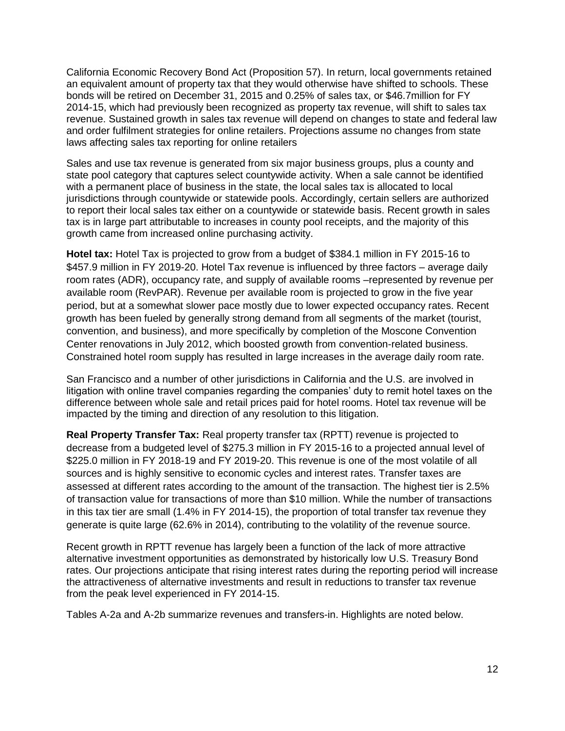California Economic Recovery Bond Act (Proposition 57). In return, local governments retained an equivalent amount of property tax that they would otherwise have shifted to schools. These bonds will be retired on December 31, 2015 and 0.25% of sales tax, or $46.7million for FY 2014-15, which had previously been recognized as property tax revenue, will shift to sales tax revenue. Sustained growth in sales tax revenue will depend on changes to state and federal law and order fulfilment strategies for online retailers. Projections assume no changes from state laws affecting sales tax reporting for online retailers

Sales and use tax revenue is generated from six major business groups, plus a county and state pool category that captures select countywide activity. When a sale cannot be identified with a permanent place of business in the state, the local sales tax is allocated to local jurisdictions through countywide or statewide pools. Accordingly, certain sellers are authorized to report their local sales tax either on a countywide or statewide basis. Recent growth in sales tax is in large part attributable to increases in county pool receipts, and the majority of this growth came from increased online purchasing activity.

**Hotel tax:** Hotel Tax is projected to grow from a budget of $384.1 million in FY 2015-16 to $457.9 million in FY 2019-20. Hotel Tax revenue is influenced by three factors – average daily room rates (ADR), occupancy rate, and supply of available rooms –represented by revenue per available room (RevPAR). Revenue per available room is projected to grow in the five year period, but at a somewhat slower pace mostly due to lower expected occupancy rates. Recent growth has been fueled by generally strong demand from all segments of the market (tourist, convention, and business), and more specifically by completion of the Moscone Convention Center renovations in July 2012, which boosted growth from convention-related business. Constrained hotel room supply has resulted in large increases in the average daily room rate.

San Francisco and a number of other jurisdictions in California and the U.S. are involved in litigation with online travel companies regarding the companies' duty to remit hotel taxes on the difference between whole sale and retail prices paid for hotel rooms. Hotel tax revenue will be impacted by the timing and direction of any resolution to this litigation.

**Real Property Transfer Tax:** Real property transfer tax (RPTT) revenue is projected to decrease from a budgeted level of $275.3 million in FY 2015-16 to a projected annual level of $225.0 million in FY 2018-19 and FY 2019-20. This revenue is one of the most volatile of all sources and is highly sensitive to economic cycles and interest rates. Transfer taxes are assessed at different rates according to the amount of the transaction. The highest tier is 2.5% of transaction value for transactions of more than $10 million. While the number of transactions in this tax tier are small (1.4% in FY 2014-15), the proportion of total transfer tax revenue they generate is quite large (62.6% in 2014), contributing to the volatility of the revenue source.

Recent growth in RPTT revenue has largely been a function of the lack of more attractive alternative investment opportunities as demonstrated by historically low U.S. Treasury Bond rates. Our projections anticipate that rising interest rates during the reporting period will increase the attractiveness of alternative investments and result in reductions to transfer tax revenue from the peak level experienced in FY 2014-15.

Tables A-2a and A-2b summarize revenues and transfers-in. Highlights are noted below.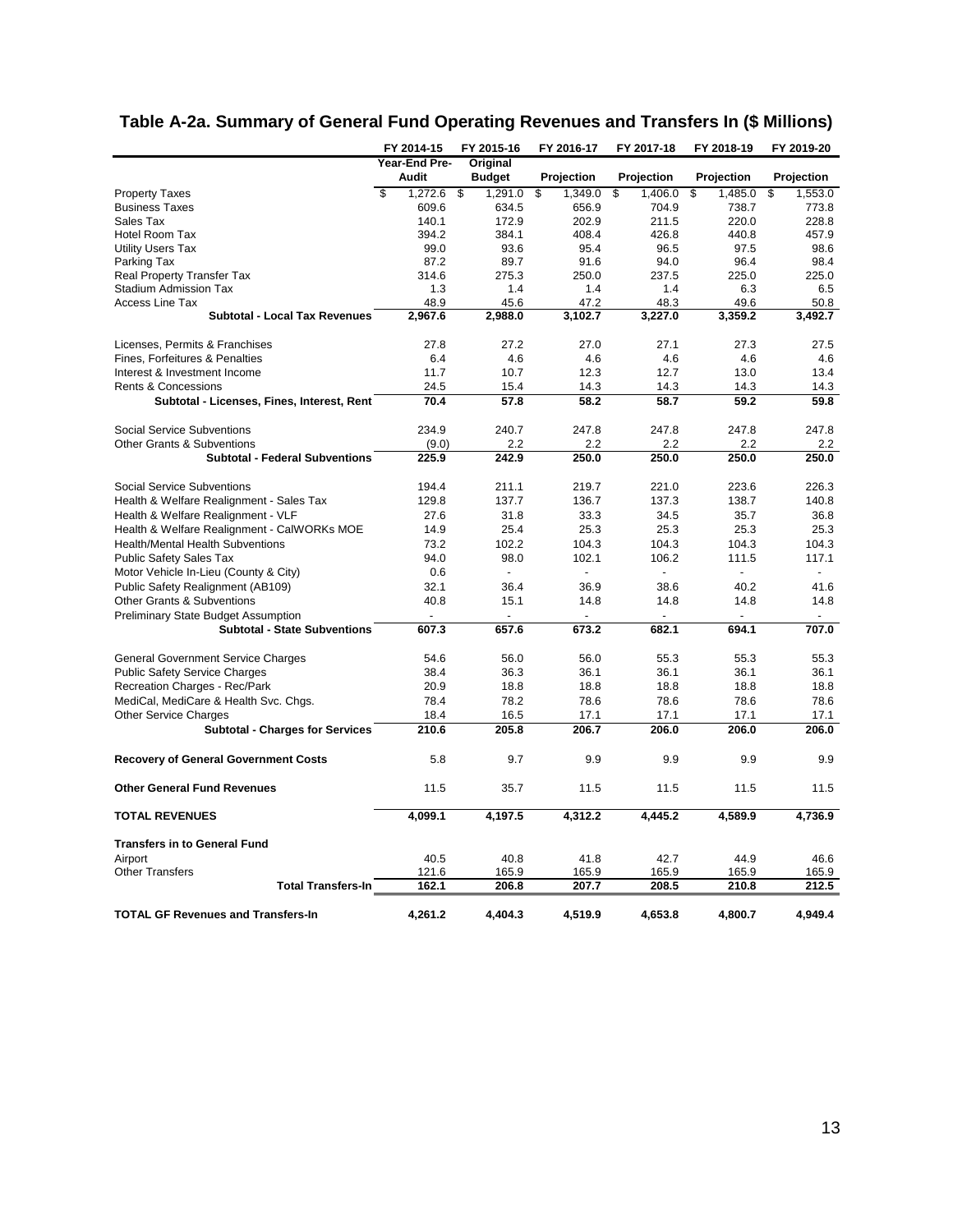## Table A-2a. Summary of General Fund Operating Revenues and Transfers In ($ Millions)

| | FY 2014-15 | FY 2015-16 | FY 2016-17 | FY 2017-18 | FY 2018-19 | FY 2019-20 |
|---|---|---|---|---|---|---|
| | Year-End Pre-Audit | Original Budget | Projection | Projection | Projection | Projection |
| Property Taxes | $ 1,272.6 | $ 1,291.0 | $ 1,349.0 | $ 1,406.0 | $ 1,485.0 | $ 1,553.0 |
| Business Taxes | 609.6 | 634.5 | 656.9 | 704.9 | 738.7 | 773.8 |
| Sales Tax | 140.1 | 172.9 | 202.9 | 211.5 | 220.0 | 228.8 |
| Hotel Room Tax | 394.2 | 384.1 | 408.4 | 426.8 | 440.8 | 457.9 |
| Utility Users Tax | 99.0 | 93.6 | 95.4 | 96.5 | 97.5 | 98.6 |
| Parking Tax | 87.2 | 89.7 | 91.6 | 94.0 | 96.4 | 98.4 |
| Real Property Transfer Tax | 314.6 | 275.3 | 250.0 | 237.5 | 225.0 | 225.0 |
| Stadium Admission Tax | 1.3 | 1.4 | 1.4 | 1.4 | 6.3 | 6.5 |
| Access Line Tax | 48.9 | 45.6 | 47.2 | 48.3 | 49.6 | 50.8 |
| **Subtotal - Local Tax Revenues** | **2,967.6** | **2,988.0** | **3,102.7** | **3,227.0** | **3,359.2** | **3,492.7** |
| | | | | | | |
| Licenses, Permits & Franchises | 27.8 | 27.2 | 27.0 | 27.1 | 27.3 | 27.5 |
| Fines, Forfeitures & Penalties | 6.4 | 4.6 | 4.6 | 4.6 | 4.6 | 4.6 |
| Interest & Investment Income | 11.7 | 10.7 | 12.3 | 12.7 | 13.0 | 13.4 |
| Rents & Concessions | 24.5 | 15.4 | 14.3 | 14.3 | 14.3 | 14.3 |
| **Subtotal - Licenses, Fines, Interest, Rent** | **70.4** | **57.8** | **58.2** | **58.7** | **59.2** | **59.8** |
| | | | | | | |
| Social Service Subventions | 234.9 | 240.7 | 247.8 | 247.8 | 247.8 | 247.8 |
| Other Grants & Subventions | (9.0) | 2.2 | 2.2 | 2.2 | 2.2 | 2.2 |
| **Subtotal - Federal Subventions** | **225.9** | **242.9** | **250.0** | **250.0** | **250.0** | **250.0** |
| | | | | | | |
| Social Service Subventions | 194.4 | 211.1 | 219.7 | 221.0 | 223.6 | 226.3 |
| Health & Welfare Realignment - Sales Tax | 129.8 | 137.7 | 136.7 | 137.3 | 138.7 | 140.8 |
| Health & Welfare Realignment - VLF | 27.6 | 31.8 | 33.3 | 34.5 | 35.7 | 36.8 |
| Health & Welfare Realignment - CalWORKs MOE | 14.9 | 25.4 | 25.3 | 25.3 | 25.3 | 25.3 |
| Health/Mental Health Subventions | 73.2 | 102.2 | 104.3 | 104.3 | 104.3 | 104.3 |
| Public Safety Sales Tax | 94.0 | 98.0 | 102.1 | 106.2 | 111.5 | 117.1 |
| Motor Vehicle In-Lieu (County & City) | 0.6 | - | - | - | - | - |
| Public Safety Realignment (AB109) | 32.1 | 36.4 | 36.9 | 38.6 | 40.2 | 41.6 |
| Other Grants & Subventions | 40.8 | 15.1 | 14.8 | 14.8 | 14.8 | 14.8 |
| Preliminary State Budget Assumption | - | - | - | - | - | - |
| **Subtotal - State Subventions** | **607.3** | **657.6** | **673.2** | **682.1** | **694.1** | **707.0** |
| | | | | | | |
| General Government Service Charges | 54.6 | 56.0 | 56.0 | 55.3 | 55.3 | 55.3 |
| Public Safety Service Charges | 38.4 | 36.3 | 36.1 | 36.1 | 36.1 | 36.1 |
| Recreation Charges - Rec/Park | 20.9 | 18.8 | 18.8 | 18.8 | 18.8 | 18.8 |
| MediCal, MediCare & Health Svc. Chgs. | 78.4 | 78.2 | 78.6 | 78.6 | 78.6 | 78.6 |
| Other Service Charges | 18.4 | 16.5 | 17.1 | 17.1 | 17.1 | 17.1 |
| **Subtotal - Charges for Services** | **210.6** | **205.8** | **206.7** | **206.0** | **206.0** | **206.0** |
| | | | | | | |
| **Recovery of General Government Costs** | 5.8 | 9.7 | 9.9 | 9.9 | 9.9 | 9.9 |
| | | | | | | |
| **Other General Fund Revenues** | 11.5 | 35.7 | 11.5 | 11.5 | 11.5 | 11.5 |
| | | | | | | |
| **TOTAL REVENUES** | **4,099.1** | **4,197.5** | **4,312.2** | **4,445.2** | **4,589.9** | **4,736.9** |
| | | | | | | |
| **Transfers in to General Fund** | | | | | | |
| Airport | 40.5 | 40.8 | 41.8 | 42.7 | 44.9 | 46.6 |
| Other Transfers | 121.6 | 165.9 | 165.9 | 165.9 | 165.9 | 165.9 |
| **Total Transfers-In** | **162.1** | **206.8** | **207.7** | **208.5** | **210.8** | **212.5** |
| | | | | | | |
| **TOTAL GF Revenues and Transfers-In** | **4,261.2** | **4,404.3** | **4,519.9** | **4,653.8** | **4,800.7** | **4,949.4** |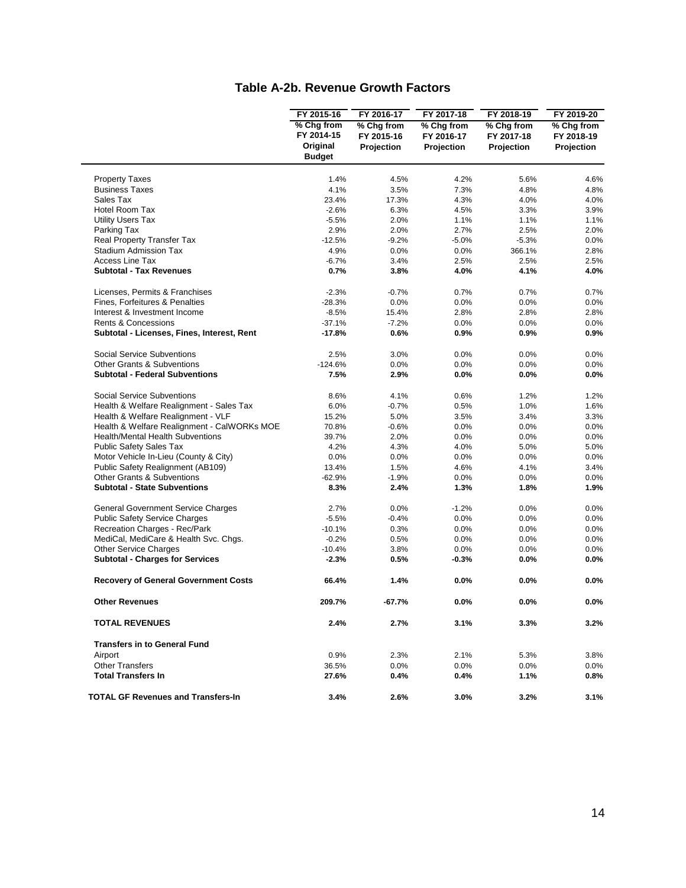## Table A-2b. Revenue Growth Factors

| | FY 2015-16 | FY 2016-17 | FY 2017-18 | FY 2018-19 | FY 2019-20 |
|---|---|---|---|---|---|
| | % Chg from FY 2014-15 Original Budget | % Chg from FY 2015-16 Projection | % Chg from FY 2016-17 Projection | % Chg from FY 2017-18 Projection | % Chg from FY 2018-19 Projection |
| Property Taxes | 1.4% | 4.5% | 4.2% | 5.6% | 4.6% |
| Business Taxes | 4.1% | 3.5% | 7.3% | 4.8% | 4.8% |
| Sales Tax | 23.4% | 17.3% | 4.3% | 4.0% | 4.0% |
| Hotel Room Tax | -2.6% | 6.3% | 4.5% | 3.3% | 3.9% |
| Utility Users Tax | -5.5% | 2.0% | 1.1% | 1.1% | 1.1% |
| Parking Tax | 2.9% | 2.0% | 2.7% | 2.5% | 2.0% |
| Real Property Transfer Tax | -12.5% | -9.2% | -5.0% | -5.3% | 0.0% |
| Stadium Admission Tax | 4.9% | 0.0% | 0.0% | 366.1% | 2.8% |
| Access Line Tax | -6.7% | 3.4% | 2.5% | 2.5% | 2.5% |
| **Subtotal - Tax Revenues** | **0.7%** | **3.8%** | **4.0%** | **4.1%** | **4.0%** |
| Licenses, Permits & Franchises | -2.3% | -0.7% | 0.7% | 0.7% | 0.7% |
| Fines, Forfeitures & Penalties | -28.3% | 0.0% | 0.0% | 0.0% | 0.0% |
| Interest & Investment Income | -8.5% | 15.4% | 2.8% | 2.8% | 2.8% |
| Rents & Concessions | -37.1% | -7.2% | 0.0% | 0.0% | 0.0% |
| **Subtotal - Licenses, Fines, Interest, Rent** | **-17.8%** | **0.6%** | **0.9%** | **0.9%** | **0.9%** |
| Social Service Subventions | 2.5% | 3.0% | 0.0% | 0.0% | 0.0% |
| Other Grants & Subventions | -124.6% | 0.0% | 0.0% | 0.0% | 0.0% |
| **Subtotal - Federal Subventions** | **7.5%** | **2.9%** | **0.0%** | **0.0%** | **0.0%** |
| Social Service Subventions | 8.6% | 4.1% | 0.6% | 1.2% | 1.2% |
| Health & Welfare Realignment - Sales Tax | 6.0% | -0.7% | 0.5% | 1.0% | 1.6% |
| Health & Welfare Realignment - VLF | 15.2% | 5.0% | 3.5% | 3.4% | 3.3% |
| Health & Welfare Realignment - CalWORKs MOE | 70.8% | -0.6% | 0.0% | 0.0% | 0.0% |
| Health/Mental Health Subventions | 39.7% | 2.0% | 0.0% | 0.0% | 0.0% |
| Public Safety Sales Tax | 4.2% | 4.3% | 4.0% | 5.0% | 5.0% |
| Motor Vehicle In-Lieu (County & City) | 0.0% | 0.0% | 0.0% | 0.0% | 0.0% |
| Public Safety Realignment (AB109) | 13.4% | 1.5% | 4.6% | 4.1% | 3.4% |
| Other Grants & Subventions | -62.9% | -1.9% | 0.0% | 0.0% | 0.0% |
| **Subtotal - State Subventions** | **8.3%** | **2.4%** | **1.3%** | **1.8%** | **1.9%** |
| General Government Service Charges | 2.7% | 0.0% | -1.2% | 0.0% | 0.0% |
| Public Safety Service Charges | -5.5% | -0.4% | 0.0% | 0.0% | 0.0% |
| Recreation Charges - Rec/Park | -10.1% | 0.3% | 0.0% | 0.0% | 0.0% |
| MediCal, MediCare & Health Svc. Chgs. | -0.2% | 0.5% | 0.0% | 0.0% | 0.0% |
| Other Service Charges | -10.4% | 3.8% | 0.0% | 0.0% | 0.0% |
| **Subtotal - Charges for Services** | **-2.3%** | **0.5%** | **-0.3%** | **0.0%** | **0.0%** |
| **Recovery of General Government Costs** | **66.4%** | **1.4%** | **0.0%** | **0.0%** | **0.0%** |
| **Other Revenues** | **209.7%** | **-67.7%** | **0.0%** | **0.0%** | **0.0%** |
| **TOTAL REVENUES** | **2.4%** | **2.7%** | **3.1%** | **3.3%** | **3.2%** |
| **Transfers in to General Fund** | | | | | |
| Airport | 0.9% | 2.3% | 2.1% | 5.3% | 3.8% |
| Other Transfers | 36.5% | 0.0% | 0.0% | 0.0% | 0.0% |
| **Total Transfers In** | **27.6%** | **0.4%** | **0.4%** | **1.1%** | **0.8%** |
| **TOTAL GF Revenues and Transfers-In** | **3.4%** | **2.6%** | **3.0%** | **3.2%** | **3.1%** |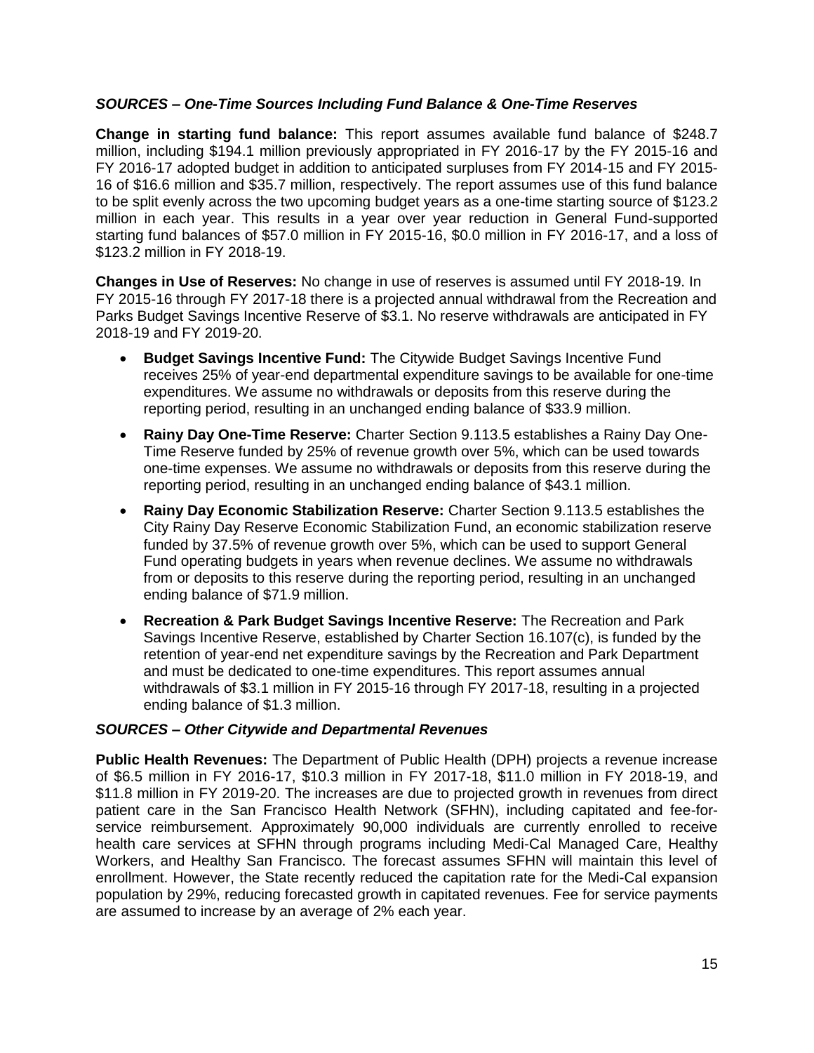### *SOURCES – One-Time Sources Including Fund Balance & One-Time Reserves*

**Change in starting fund balance:** This report assumes available fund balance of $248.7 million, including $194.1 million previously appropriated in FY 2016-17 by the FY 2015-16 and FY 2016-17 adopted budget in addition to anticipated surpluses from FY 2014-15 and FY 2015-16 of $16.6 million and $35.7 million, respectively. The report assumes use of this fund balance to be split evenly across the two upcoming budget years as a one-time starting source of $123.2 million in each year. This results in a year over year reduction in General Fund-supported starting fund balances of $57.0 million in FY 2015-16, $0.0 million in FY 2016-17, and a loss of $123.2 million in FY 2018-19.

**Changes in Use of Reserves:** No change in use of reserves is assumed until FY 2018-19. In FY 2015-16 through FY 2017-18 there is a projected annual withdrawal from the Recreation and Parks Budget Savings Incentive Reserve of $3.1. No reserve withdrawals are anticipated in FY 2018-19 and FY 2019-20.

- **Budget Savings Incentive Fund:** The Citywide Budget Savings Incentive Fund receives 25% of year-end departmental expenditure savings to be available for one-time expenditures. We assume no withdrawals or deposits from this reserve during the reporting period, resulting in an unchanged ending balance of $33.9 million.
- **Rainy Day One-Time Reserve:** Charter Section 9.113.5 establishes a Rainy Day One-Time Reserve funded by 25% of revenue growth over 5%, which can be used towards one-time expenses. We assume no withdrawals or deposits from this reserve during the reporting period, resulting in an unchanged ending balance of $43.1 million.
- **Rainy Day Economic Stabilization Reserve:** Charter Section 9.113.5 establishes the City Rainy Day Reserve Economic Stabilization Fund, an economic stabilization reserve funded by 37.5% of revenue growth over 5%, which can be used to support General Fund operating budgets in years when revenue declines. We assume no withdrawals from or deposits to this reserve during the reporting period, resulting in an unchanged ending balance of $71.9 million.
- **Recreation & Park Budget Savings Incentive Reserve:** The Recreation and Park Savings Incentive Reserve, established by Charter Section 16.107(c), is funded by the retention of year-end net expenditure savings by the Recreation and Park Department and must be dedicated to one-time expenditures. This report assumes annual withdrawals of $3.1 million in FY 2015-16 through FY 2017-18, resulting in a projected ending balance of $1.3 million.

### *SOURCES – Other Citywide and Departmental Revenues*

**Public Health Revenues:** The Department of Public Health (DPH) projects a revenue increase of $6.5 million in FY 2016-17, $10.3 million in FY 2017-18, $11.0 million in FY 2018-19, and $11.8 million in FY 2019-20. The increases are due to projected growth in revenues from direct patient care in the San Francisco Health Network (SFHN), including capitated and fee-for-service reimbursement. Approximately 90,000 individuals are currently enrolled to receive health care services at SFHN through programs including Medi-Cal Managed Care, Healthy Workers, and Healthy San Francisco. The forecast assumes SFHN will maintain this level of enrollment. However, the State recently reduced the capitation rate for the Medi-Cal expansion population by 29%, reducing forecasted growth in capitated revenues. Fee for service payments are assumed to increase by an average of 2% each year.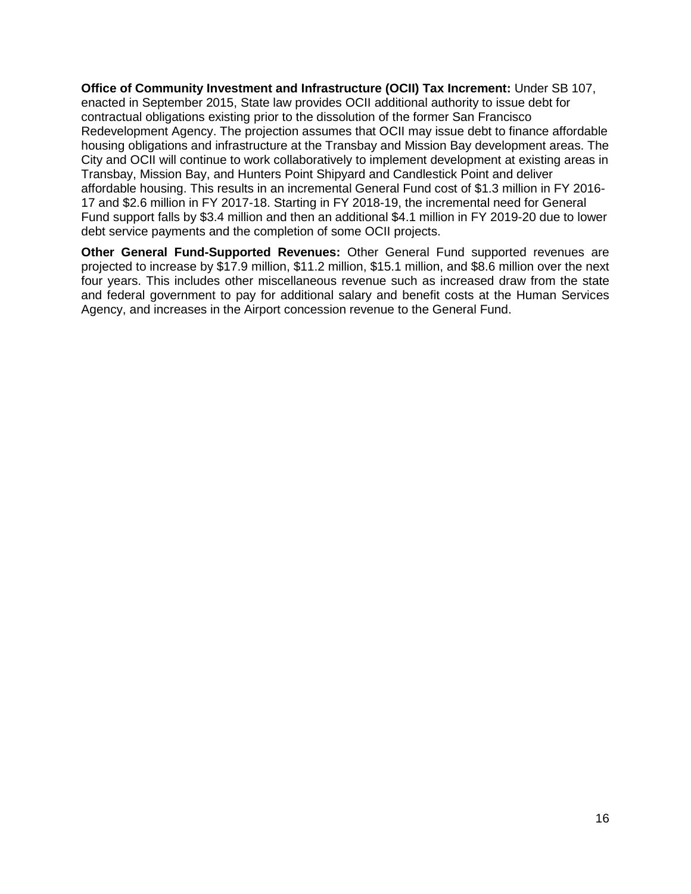**Office of Community Investment and Infrastructure (OCII) Tax Increment:** Under SB 107, enacted in September 2015, State law provides OCII additional authority to issue debt for contractual obligations existing prior to the dissolution of the former San Francisco Redevelopment Agency. The projection assumes that OCII may issue debt to finance affordable housing obligations and infrastructure at the Transbay and Mission Bay development areas. The City and OCII will continue to work collaboratively to implement development at existing areas in Transbay, Mission Bay, and Hunters Point Shipyard and Candlestick Point and deliver affordable housing. This results in an incremental General Fund cost of \$1.3 million in FY 2016-17 and \$2.6 million in FY 2017-18. Starting in FY 2018-19, the incremental need for General Fund support falls by \$3.4 million and then an additional \$4.1 million in FY 2019-20 due to lower debt service payments and the completion of some OCII projects.

**Other General Fund-Supported Revenues:** Other General Fund supported revenues are projected to increase by \$17.9 million, \$11.2 million, \$15.1 million, and \$8.6 million over the next four years. This includes other miscellaneous revenue such as increased draw from the state and federal government to pay for additional salary and benefit costs at the Human Services Agency, and increases in the Airport concession revenue to the General Fund.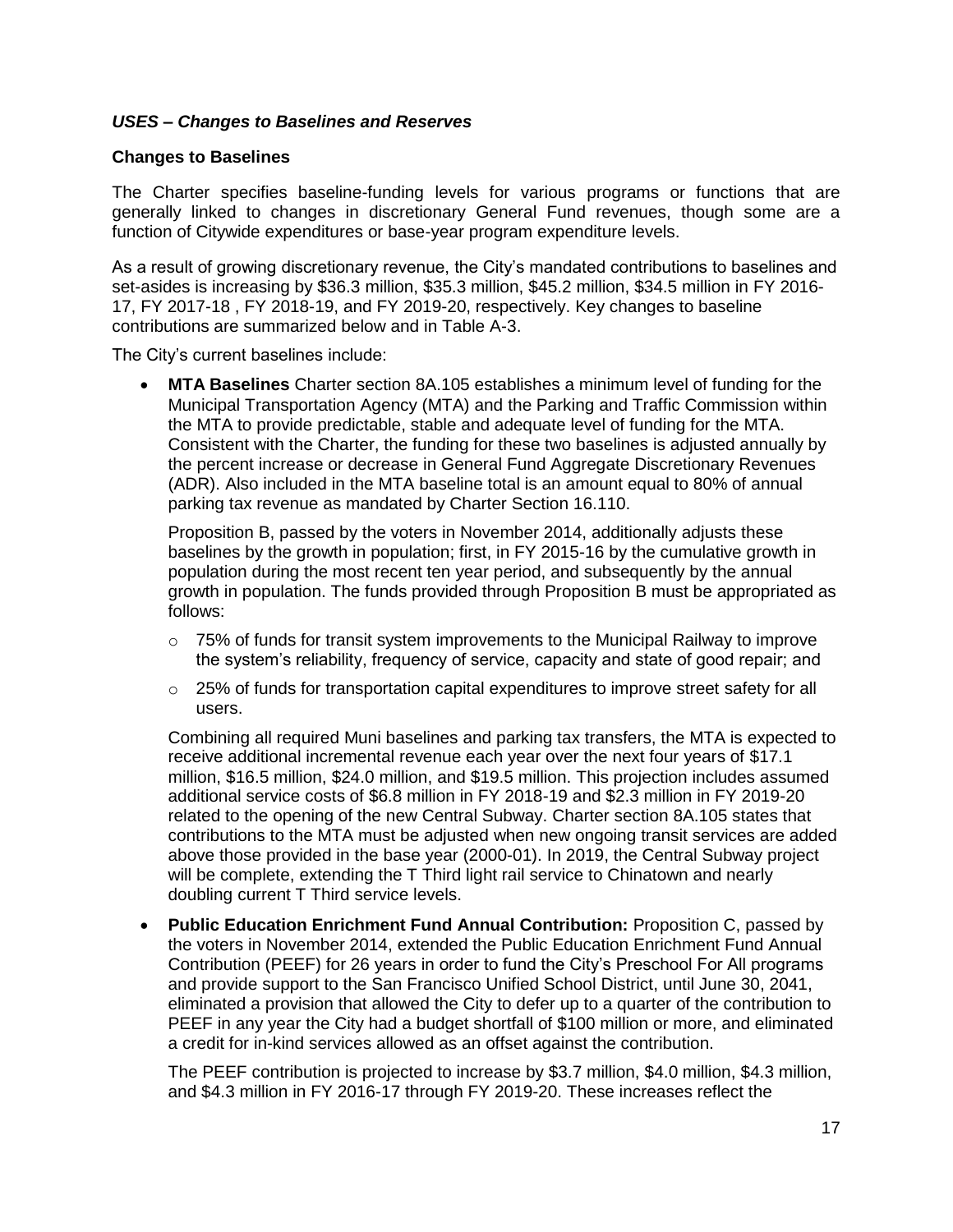***USES – Changes to Baselines and Reserves***

**Changes to Baselines**

The Charter specifies baseline-funding levels for various programs or functions that are generally linked to changes in discretionary General Fund revenues, though some are a function of Citywide expenditures or base-year program expenditure levels.

As a result of growing discretionary revenue, the City's mandated contributions to baselines and set-asides is increasing by $36.3 million, $35.3 million, $45.2 million, $34.5 million in FY 2016-17, FY 2017-18 , FY 2018-19, and FY 2019-20, respectively. Key changes to baseline contributions are summarized below and in Table A-3.

The City's current baselines include:

- **MTA Baselines** Charter section 8A.105 establishes a minimum level of funding for the Municipal Transportation Agency (MTA) and the Parking and Traffic Commission within the MTA to provide predictable, stable and adequate level of funding for the MTA. Consistent with the Charter, the funding for these two baselines is adjusted annually by the percent increase or decrease in General Fund Aggregate Discretionary Revenues (ADR). Also included in the MTA baseline total is an amount equal to 80% of annual parking tax revenue as mandated by Charter Section 16.110.

  Proposition B, passed by the voters in November 2014, additionally adjusts these baselines by the growth in population; first, in FY 2015-16 by the cumulative growth in population during the most recent ten year period, and subsequently by the annual growth in population. The funds provided through Proposition B must be appropriated as follows:

  - 75% of funds for transit system improvements to the Municipal Railway to improve the system's reliability, frequency of service, capacity and state of good repair; and
  - 25% of funds for transportation capital expenditures to improve street safety for all users.

  Combining all required Muni baselines and parking tax transfers, the MTA is expected to receive additional incremental revenue each year over the next four years of $17.1 million, $16.5 million, $24.0 million, and $19.5 million. This projection includes assumed additional service costs of $6.8 million in FY 2018-19 and $2.3 million in FY 2019-20 related to the opening of the new Central Subway. Charter section 8A.105 states that contributions to the MTA must be adjusted when new ongoing transit services are added above those provided in the base year (2000-01). In 2019, the Central Subway project will be complete, extending the T Third light rail service to Chinatown and nearly doubling current T Third service levels.

- **Public Education Enrichment Fund Annual Contribution:** Proposition C, passed by the voters in November 2014, extended the Public Education Enrichment Fund Annual Contribution (PEEF) for 26 years in order to fund the City's Preschool For All programs and provide support to the San Francisco Unified School District, until June 30, 2041, eliminated a provision that allowed the City to defer up to a quarter of the contribution to PEEF in any year the City had a budget shortfall of $100 million or more, and eliminated a credit for in-kind services allowed as an offset against the contribution.

  The PEEF contribution is projected to increase by $3.7 million, $4.0 million, $4.3 million, and $4.3 million in FY 2016-17 through FY 2019-20. These increases reflect the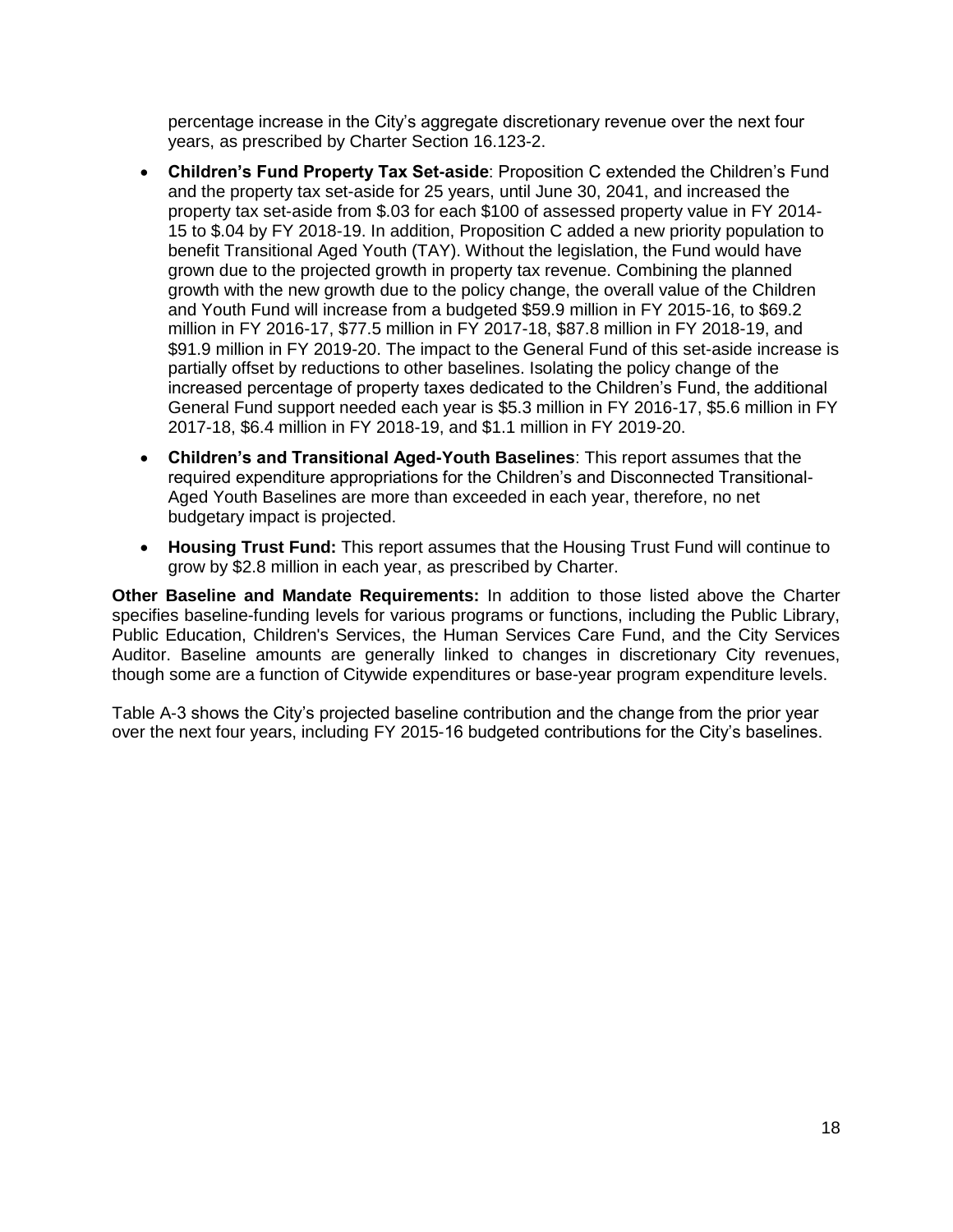percentage increase in the City's aggregate discretionary revenue over the next four years, as prescribed by Charter Section 16.123-2.

- **Children's Fund Property Tax Set-aside**: Proposition C extended the Children's Fund and the property tax set-aside for 25 years, until June 30, 2041, and increased the property tax set-aside from $.03 for each $100 of assessed property value in FY 2014-15 to $.04 by FY 2018-19. In addition, Proposition C added a new priority population to benefit Transitional Aged Youth (TAY). Without the legislation, the Fund would have grown due to the projected growth in property tax revenue. Combining the planned growth with the new growth due to the policy change, the overall value of the Children and Youth Fund will increase from a budgeted $59.9 million in FY 2015-16, to $69.2 million in FY 2016-17, $77.5 million in FY 2017-18, $87.8 million in FY 2018-19, and $91.9 million in FY 2019-20. The impact to the General Fund of this set-aside increase is partially offset by reductions to other baselines. Isolating the policy change of the increased percentage of property taxes dedicated to the Children's Fund, the additional General Fund support needed each year is $5.3 million in FY 2016-17, $5.6 million in FY 2017-18, $6.4 million in FY 2018-19, and $1.1 million in FY 2019-20.
- **Children's and Transitional Aged-Youth Baselines**: This report assumes that the required expenditure appropriations for the Children's and Disconnected Transitional-Aged Youth Baselines are more than exceeded in each year, therefore, no net budgetary impact is projected.
- **Housing Trust Fund:** This report assumes that the Housing Trust Fund will continue to grow by $2.8 million in each year, as prescribed by Charter.

**Other Baseline and Mandate Requirements:** In addition to those listed above the Charter specifies baseline-funding levels for various programs or functions, including the Public Library, Public Education, Children's Services, the Human Services Care Fund, and the City Services Auditor. Baseline amounts are generally linked to changes in discretionary City revenues, though some are a function of Citywide expenditures or base-year program expenditure levels.

Table A-3 shows the City's projected baseline contribution and the change from the prior year over the next four years, including FY 2015-16 budgeted contributions for the City's baselines.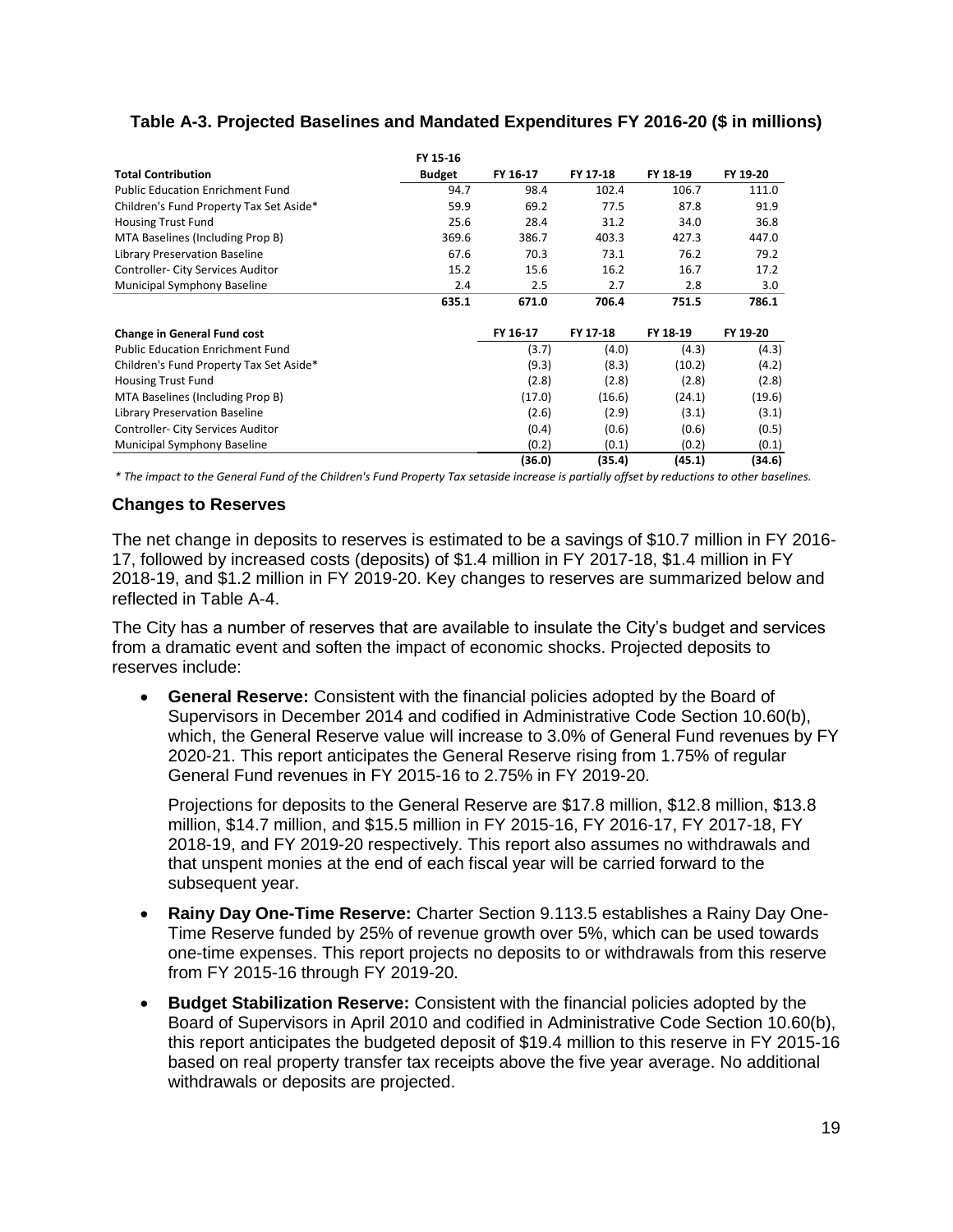### Table A-3. Projected Baselines and Mandated Expenditures FY 2016-20 ($ in millions)

| Total Contribution | FY 15-16 Budget | FY 16-17 | FY 17-18 | FY 18-19 | FY 19-20 |
|---|---|---|---|---|---|
| Public Education Enrichment Fund | 94.7 | 98.4 | 102.4 | 106.7 | 111.0 |
| Children's Fund Property Tax Set Aside* | 59.9 | 69.2 | 77.5 | 87.8 | 91.9 |
| Housing Trust Fund | 25.6 | 28.4 | 31.2 | 34.0 | 36.8 |
| MTA Baselines (Including Prop B) | 369.6 | 386.7 | 403.3 | 427.3 | 447.0 |
| Library Preservation Baseline | 67.6 | 70.3 | 73.1 | 76.2 | 79.2 |
| Controller- City Services Auditor | 15.2 | 15.6 | 16.2 | 16.7 | 17.2 |
| Municipal Symphony Baseline | 2.4 | 2.5 | 2.7 | 2.8 | 3.0 |
| | **635.1** | **671.0** | **706.4** | **751.5** | **786.1** |

| Change in General Fund cost | FY 16-17 | FY 17-18 | FY 18-19 | FY 19-20 |
|---|---|---|---|---|
| Public Education Enrichment Fund | (3.7) | (4.0) | (4.3) | (4.3) |
| Children's Fund Property Tax Set Aside* | (9.3) | (8.3) | (10.2) | (4.2) |
| Housing Trust Fund | (2.8) | (2.8) | (2.8) | (2.8) |
| MTA Baselines (Including Prop B) | (17.0) | (16.6) | (24.1) | (19.6) |
| Library Preservation Baseline | (2.6) | (2.9) | (3.1) | (3.1) |
| Controller- City Services Auditor | (0.4) | (0.6) | (0.6) | (0.5) |
| Municipal Symphony Baseline | (0.2) | (0.1) | (0.2) | (0.1) |
| | **(36.0)** | **(35.4)** | **(45.1)** | **(34.6)** |

*\* The impact to the General Fund of the Children's Fund Property Tax setaside increase is partially offset by reductions to other baselines.*

### Changes to Reserves

The net change in deposits to reserves is estimated to be a savings of $10.7 million in FY 2016-17, followed by increased costs (deposits) of $1.4 million in FY 2017-18, $1.4 million in FY 2018-19, and $1.2 million in FY 2019-20. Key changes to reserves are summarized below and reflected in Table A-4.

The City has a number of reserves that are available to insulate the City's budget and services from a dramatic event and soften the impact of economic shocks. Projected deposits to reserves include:

- **General Reserve:** Consistent with the financial policies adopted by the Board of Supervisors in December 2014 and codified in Administrative Code Section 10.60(b), which, the General Reserve value will increase to 3.0% of General Fund revenues by FY 2020-21. This report anticipates the General Reserve rising from 1.75% of regular General Fund revenues in FY 2015-16 to 2.75% in FY 2019-20.

  Projections for deposits to the General Reserve are $17.8 million, $12.8 million, $13.8 million, $14.7 million, and $15.5 million in FY 2015-16, FY 2016-17, FY 2017-18, FY 2018-19, and FY 2019-20 respectively. This report also assumes no withdrawals and that unspent monies at the end of each fiscal year will be carried forward to the subsequent year.

- **Rainy Day One-Time Reserve:** Charter Section 9.113.5 establishes a Rainy Day One-Time Reserve funded by 25% of revenue growth over 5%, which can be used towards one-time expenses. This report projects no deposits to or withdrawals from this reserve from FY 2015-16 through FY 2019-20.

- **Budget Stabilization Reserve:** Consistent with the financial policies adopted by the Board of Supervisors in April 2010 and codified in Administrative Code Section 10.60(b), this report anticipates the budgeted deposit of $19.4 million to this reserve in FY 2015-16 based on real property transfer tax receipts above the five year average. No additional withdrawals or deposits are projected.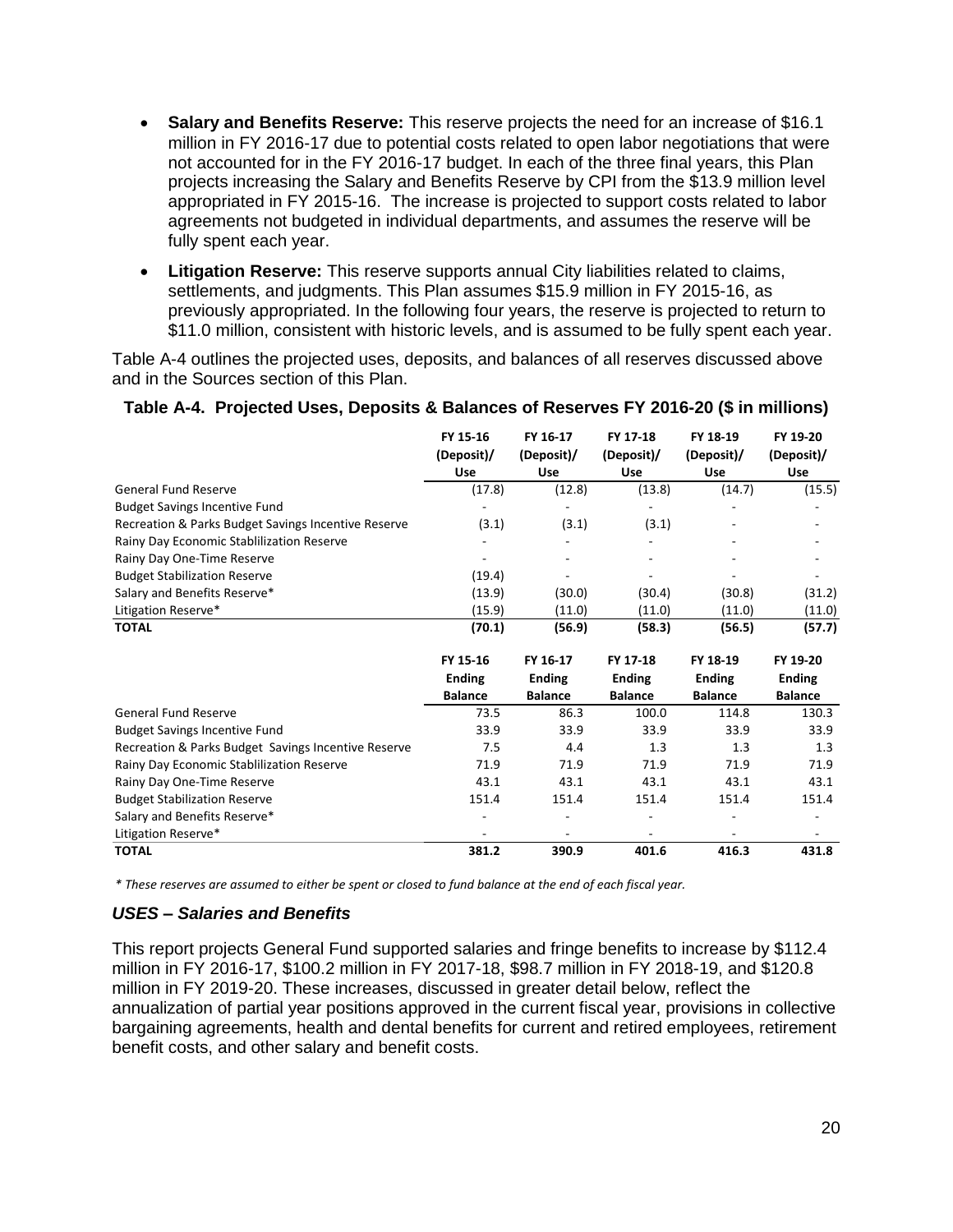- **Salary and Benefits Reserve:** This reserve projects the need for an increase of $16.1 million in FY 2016-17 due to potential costs related to open labor negotiations that were not accounted for in the FY 2016-17 budget. In each of the three final years, this Plan projects increasing the Salary and Benefits Reserve by CPI from the $13.9 million level appropriated in FY 2015-16. The increase is projected to support costs related to labor agreements not budgeted in individual departments, and assumes the reserve will be fully spent each year.
- **Litigation Reserve:** This reserve supports annual City liabilities related to claims, settlements, and judgments. This Plan assumes $15.9 million in FY 2015-16, as previously appropriated. In the following four years, the reserve is projected to return to $11.0 million, consistent with historic levels, and is assumed to be fully spent each year.

Table A-4 outlines the projected uses, deposits, and balances of all reserves discussed above and in the Sources section of this Plan.

**Table A-4. Projected Uses, Deposits & Balances of Reserves FY 2016-20 ($ in millions)**

| | FY 15-16 (Deposit)/ Use | FY 16-17 (Deposit)/ Use | FY 17-18 (Deposit)/ Use | FY 18-19 (Deposit)/ Use | FY 19-20 (Deposit)/ Use |
|---|---|---|---|---|---|
| General Fund Reserve | (17.8) | (12.8) | (13.8) | (14.7) | (15.5) |
| Budget Savings Incentive Fund | - | - | - | - | - |
| Recreation & Parks Budget Savings Incentive Reserve | (3.1) | (3.1) | (3.1) | - | - |
| Rainy Day Economic Stablilization Reserve | - | - | - | - | - |
| Rainy Day One-Time Reserve | - | - | - | - | - |
| Budget Stabilization Reserve | (19.4) | - | - | - | - |
| Salary and Benefits Reserve* | (13.9) | (30.0) | (30.4) | (30.8) | (31.2) |
| Litigation Reserve* | (15.9) | (11.0) | (11.0) | (11.0) | (11.0) |
| **TOTAL** | **(70.1)** | **(56.9)** | **(58.3)** | **(56.5)** | **(57.7)** |

| | FY 15-16 Ending Balance | FY 16-17 Ending Balance | FY 17-18 Ending Balance | FY 18-19 Ending Balance | FY 19-20 Ending Balance |
|---|---|---|---|---|---|
| General Fund Reserve | 73.5 | 86.3 | 100.0 | 114.8 | 130.3 |
| Budget Savings Incentive Fund | 33.9 | 33.9 | 33.9 | 33.9 | 33.9 |
| Recreation & Parks Budget Savings Incentive Reserve | 7.5 | 4.4 | 1.3 | 1.3 | 1.3 |
| Rainy Day Economic Stablilization Reserve | 71.9 | 71.9 | 71.9 | 71.9 | 71.9 |
| Rainy Day One-Time Reserve | 43.1 | 43.1 | 43.1 | 43.1 | 43.1 |
| Budget Stabilization Reserve | 151.4 | 151.4 | 151.4 | 151.4 | 151.4 |
| Salary and Benefits Reserve* | - | - | - | - | - |
| Litigation Reserve* | - | - | - | - | - |
| **TOTAL** | **381.2** | **390.9** | **401.6** | **416.3** | **431.8** |

*\* These reserves are assumed to either be spent or closed to fund balance at the end of each fiscal year.*

### *USES – Salaries and Benefits*

This report projects General Fund supported salaries and fringe benefits to increase by $112.4 million in FY 2016-17, $100.2 million in FY 2017-18, $98.7 million in FY 2018-19, and $120.8 million in FY 2019-20. These increases, discussed in greater detail below, reflect the annualization of partial year positions approved in the current fiscal year, provisions in collective bargaining agreements, health and dental benefits for current and retired employees, retirement benefit costs, and other salary and benefit costs.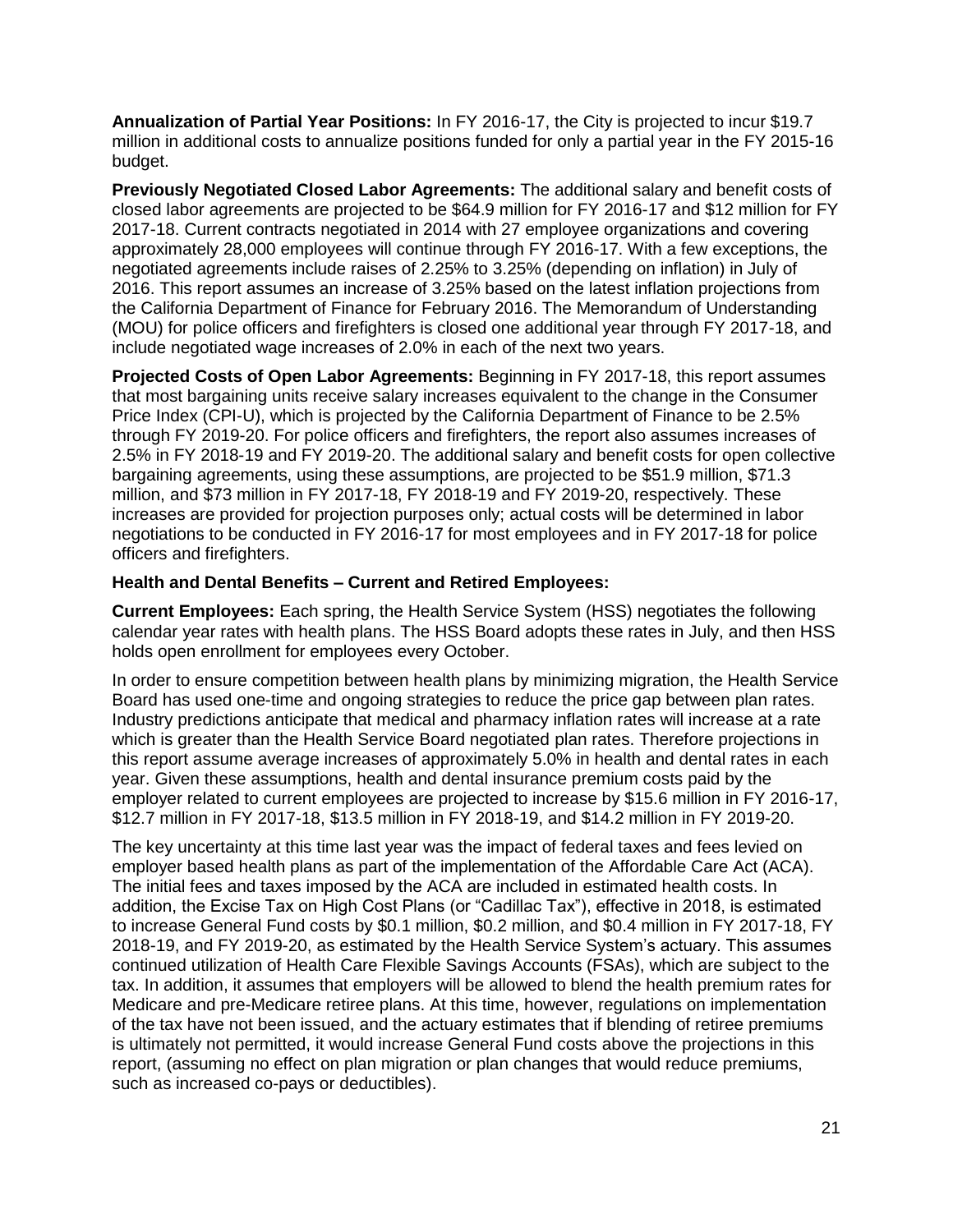**Annualization of Partial Year Positions:** In FY 2016-17, the City is projected to incur $19.7 million in additional costs to annualize positions funded for only a partial year in the FY 2015-16 budget.

**Previously Negotiated Closed Labor Agreements:** The additional salary and benefit costs of closed labor agreements are projected to be $64.9 million for FY 2016-17 and $12 million for FY 2017-18. Current contracts negotiated in 2014 with 27 employee organizations and covering approximately 28,000 employees will continue through FY 2016-17. With a few exceptions, the negotiated agreements include raises of 2.25% to 3.25% (depending on inflation) in July of 2016. This report assumes an increase of 3.25% based on the latest inflation projections from the California Department of Finance for February 2016. The Memorandum of Understanding (MOU) for police officers and firefighters is closed one additional year through FY 2017-18, and include negotiated wage increases of 2.0% in each of the next two years.

**Projected Costs of Open Labor Agreements:** Beginning in FY 2017-18, this report assumes that most bargaining units receive salary increases equivalent to the change in the Consumer Price Index (CPI-U), which is projected by the California Department of Finance to be 2.5% through FY 2019-20. For police officers and firefighters, the report also assumes increases of 2.5% in FY 2018-19 and FY 2019-20. The additional salary and benefit costs for open collective bargaining agreements, using these assumptions, are projected to be $51.9 million, $71.3 million, and $73 million in FY 2017-18, FY 2018-19 and FY 2019-20, respectively. These increases are provided for projection purposes only; actual costs will be determined in labor negotiations to be conducted in FY 2016-17 for most employees and in FY 2017-18 for police officers and firefighters.

**Health and Dental Benefits – Current and Retired Employees:**

**Current Employees:** Each spring, the Health Service System (HSS) negotiates the following calendar year rates with health plans. The HSS Board adopts these rates in July, and then HSS holds open enrollment for employees every October.

In order to ensure competition between health plans by minimizing migration, the Health Service Board has used one-time and ongoing strategies to reduce the price gap between plan rates. Industry predictions anticipate that medical and pharmacy inflation rates will increase at a rate which is greater than the Health Service Board negotiated plan rates. Therefore projections in this report assume average increases of approximately 5.0% in health and dental rates in each year. Given these assumptions, health and dental insurance premium costs paid by the employer related to current employees are projected to increase by $15.6 million in FY 2016-17, $12.7 million in FY 2017-18, $13.5 million in FY 2018-19, and $14.2 million in FY 2019-20.

The key uncertainty at this time last year was the impact of federal taxes and fees levied on employer based health plans as part of the implementation of the Affordable Care Act (ACA). The initial fees and taxes imposed by the ACA are included in estimated health costs. In addition, the Excise Tax on High Cost Plans (or "Cadillac Tax"), effective in 2018, is estimated to increase General Fund costs by $0.1 million, $0.2 million, and $0.4 million in FY 2017-18, FY 2018-19, and FY 2019-20, as estimated by the Health Service System's actuary. This assumes continued utilization of Health Care Flexible Savings Accounts (FSAs), which are subject to the tax. In addition, it assumes that employers will be allowed to blend the health premium rates for Medicare and pre-Medicare retiree plans. At this time, however, regulations on implementation of the tax have not been issued, and the actuary estimates that if blending of retiree premiums is ultimately not permitted, it would increase General Fund costs above the projections in this report, (assuming no effect on plan migration or plan changes that would reduce premiums, such as increased co-pays or deductibles).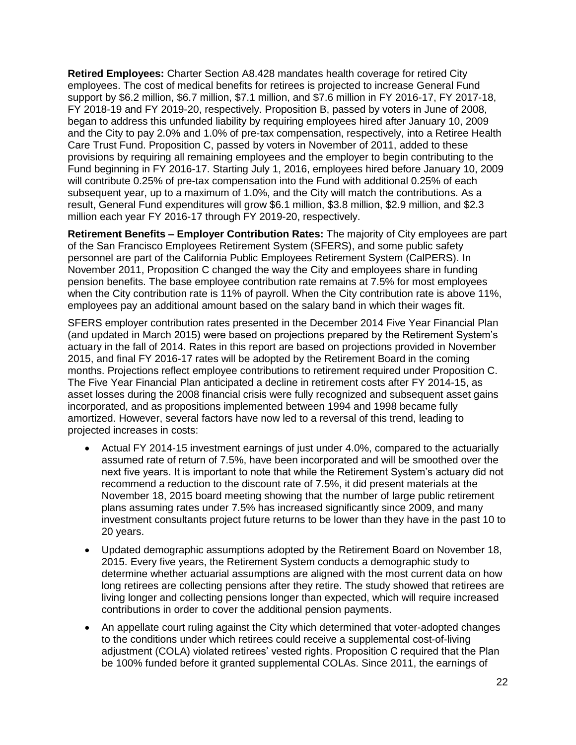**Retired Employees:** Charter Section A8.428 mandates health coverage for retired City employees. The cost of medical benefits for retirees is projected to increase General Fund support by $6.2 million, $6.7 million, $7.1 million, and $7.6 million in FY 2016-17, FY 2017-18, FY 2018-19 and FY 2019-20, respectively. Proposition B, passed by voters in June of 2008, began to address this unfunded liability by requiring employees hired after January 10, 2009 and the City to pay 2.0% and 1.0% of pre-tax compensation, respectively, into a Retiree Health Care Trust Fund. Proposition C, passed by voters in November of 2011, added to these provisions by requiring all remaining employees and the employer to begin contributing to the Fund beginning in FY 2016-17. Starting July 1, 2016, employees hired before January 10, 2009 will contribute 0.25% of pre-tax compensation into the Fund with additional 0.25% of each subsequent year, up to a maximum of 1.0%, and the City will match the contributions. As a result, General Fund expenditures will grow $6.1 million, $3.8 million, $2.9 million, and $2.3 million each year FY 2016-17 through FY 2019-20, respectively.

**Retirement Benefits – Employer Contribution Rates:** The majority of City employees are part of the San Francisco Employees Retirement System (SFERS), and some public safety personnel are part of the California Public Employees Retirement System (CalPERS). In November 2011, Proposition C changed the way the City and employees share in funding pension benefits. The base employee contribution rate remains at 7.5% for most employees when the City contribution rate is 11% of payroll. When the City contribution rate is above 11%, employees pay an additional amount based on the salary band in which their wages fit.

SFERS employer contribution rates presented in the December 2014 Five Year Financial Plan (and updated in March 2015) were based on projections prepared by the Retirement System's actuary in the fall of 2014. Rates in this report are based on projections provided in November 2015, and final FY 2016-17 rates will be adopted by the Retirement Board in the coming months. Projections reflect employee contributions to retirement required under Proposition C. The Five Year Financial Plan anticipated a decline in retirement costs after FY 2014-15, as asset losses during the 2008 financial crisis were fully recognized and subsequent asset gains incorporated, and as propositions implemented between 1994 and 1998 became fully amortized. However, several factors have now led to a reversal of this trend, leading to projected increases in costs:

- Actual FY 2014-15 investment earnings of just under 4.0%, compared to the actuarially assumed rate of return of 7.5%, have been incorporated and will be smoothed over the next five years. It is important to note that while the Retirement System's actuary did not recommend a reduction to the discount rate of 7.5%, it did present materials at the November 18, 2015 board meeting showing that the number of large public retirement plans assuming rates under 7.5% has increased significantly since 2009, and many investment consultants project future returns to be lower than they have in the past 10 to 20 years.
- Updated demographic assumptions adopted by the Retirement Board on November 18, 2015. Every five years, the Retirement System conducts a demographic study to determine whether actuarial assumptions are aligned with the most current data on how long retirees are collecting pensions after they retire. The study showed that retirees are living longer and collecting pensions longer than expected, which will require increased contributions in order to cover the additional pension payments.
- An appellate court ruling against the City which determined that voter-adopted changes to the conditions under which retirees could receive a supplemental cost-of-living adjustment (COLA) violated retirees' vested rights. Proposition C required that the Plan be 100% funded before it granted supplemental COLAs. Since 2011, the earnings of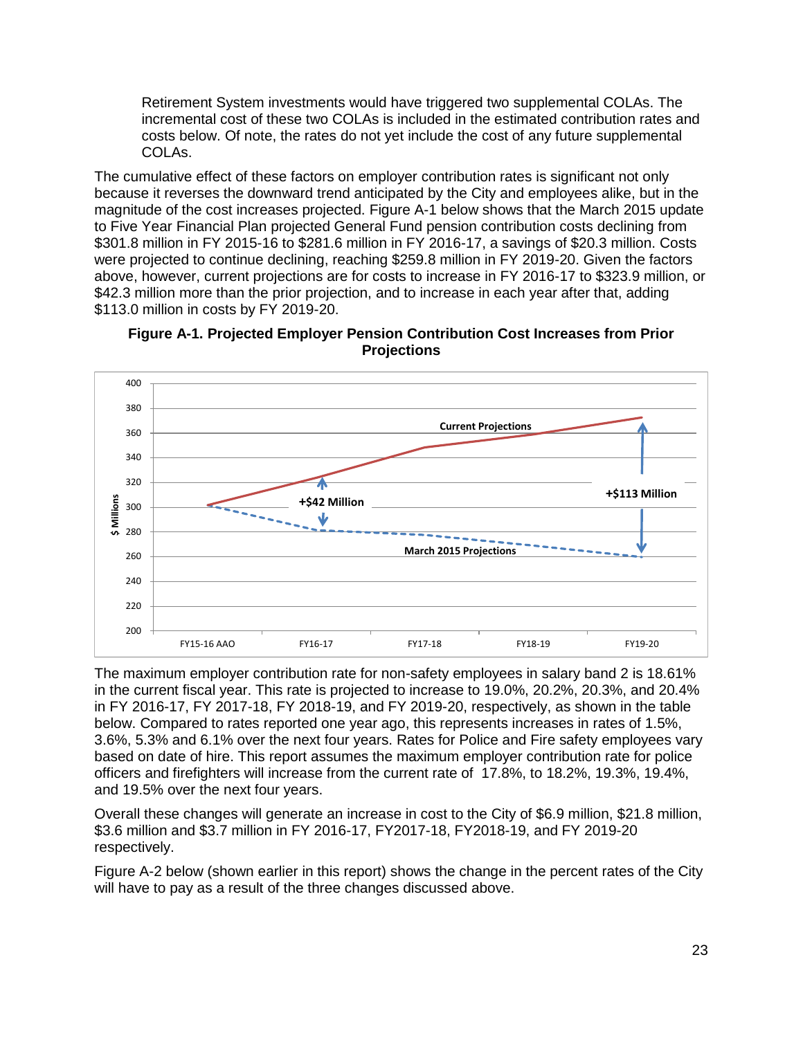Retirement System investments would have triggered two supplemental COLAs. The incremental cost of these two COLAs is included in the estimated contribution rates and costs below. Of note, the rates do not yet include the cost of any future supplemental COLAs.

The cumulative effect of these factors on employer contribution rates is significant not only because it reverses the downward trend anticipated by the City and employees alike, but in the magnitude of the cost increases projected. Figure A-1 below shows that the March 2015 update to Five Year Financial Plan projected General Fund pension contribution costs declining from $301.8 million in FY 2015-16 to $281.6 million in FY 2016-17, a savings of $20.3 million. Costs were projected to continue declining, reaching $259.8 million in FY 2019-20. Given the factors above, however, current projections are for costs to increase in FY 2016-17 to $323.9 million, or $42.3 million more than the prior projection, and to increase in each year after that, adding $113.0 million in costs by FY 2019-20.

**Figure A-1. Projected Employer Pension Contribution Cost Increases from Prior Projections**

The maximum employer contribution rate for non-safety employees in salary band 2 is 18.61% in the current fiscal year. This rate is projected to increase to 19.0%, 20.2%, 20.3%, and 20.4% in FY 2016-17, FY 2017-18, FY 2018-19, and FY 2019-20, respectively, as shown in the table below. Compared to rates reported one year ago, this represents increases in rates of 1.5%, 3.6%, 5.3% and 6.1% over the next four years. Rates for Police and Fire safety employees vary based on date of hire. This report assumes the maximum employer contribution rate for police officers and firefighters will increase from the current rate of 17.8%, to 18.2%, 19.3%, 19.4%, and 19.5% over the next four years.

Overall these changes will generate an increase in cost to the City of $6.9 million, $21.8 million, $3.6 million and $3.7 million in FY 2016-17, FY2017-18, FY2018-19, and FY 2019-20 respectively.

Figure A-2 below (shown earlier in this report) shows the change in the percent rates of the City will have to pay as a result of the three changes discussed above.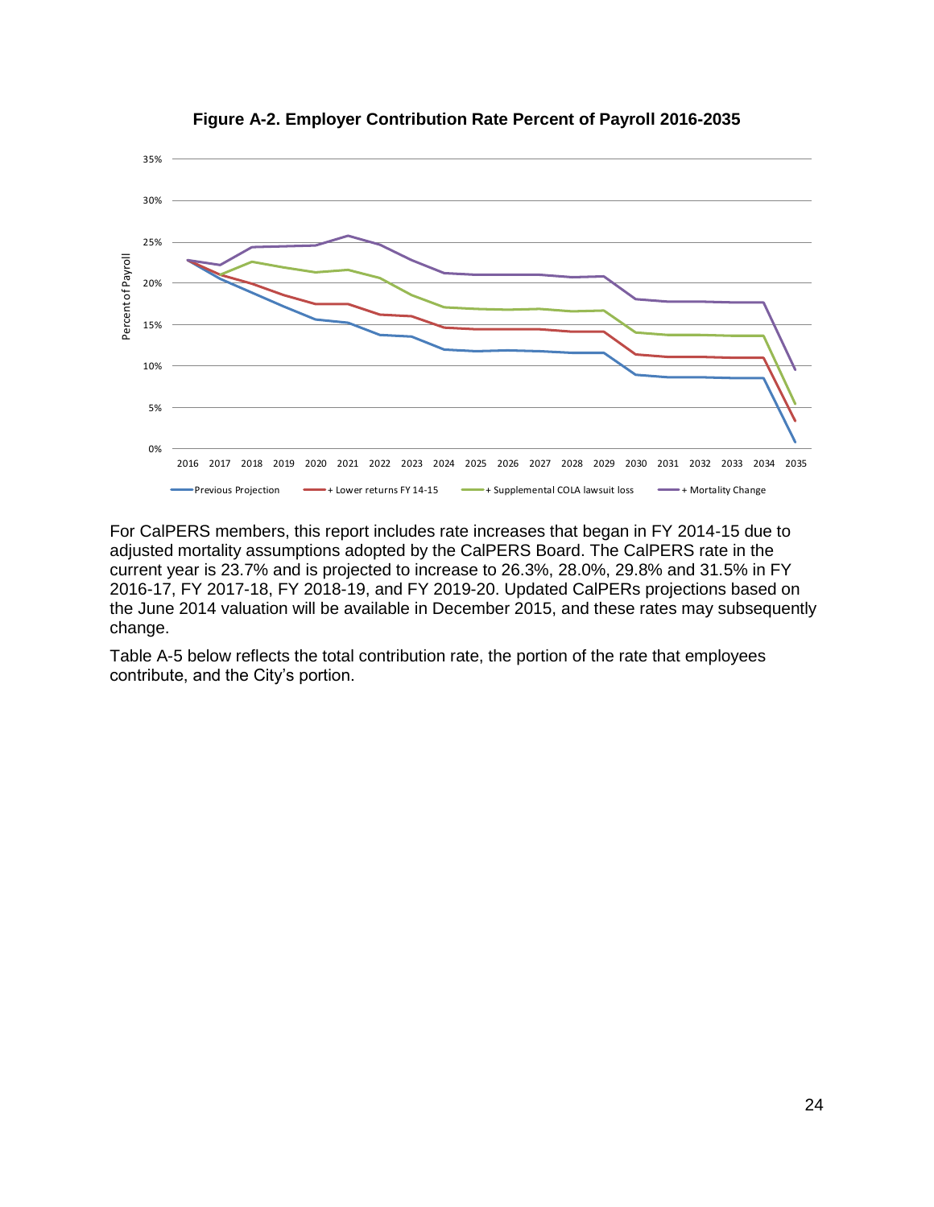**Figure A-2. Employer Contribution Rate Percent of Payroll 2016-2035**

For CalPERS members, this report includes rate increases that began in FY 2014-15 due to adjusted mortality assumptions adopted by the CalPERS Board. The CalPERS rate in the current year is 23.7% and is projected to increase to 26.3%, 28.0%, 29.8% and 31.5% in FY 2016-17, FY 2017-18, FY 2018-19, and FY 2019-20. Updated CalPERs projections based on the June 2014 valuation will be available in December 2015, and these rates may subsequently change.

Table A-5 below reflects the total contribution rate, the portion of the rate that employees contribute, and the City's portion.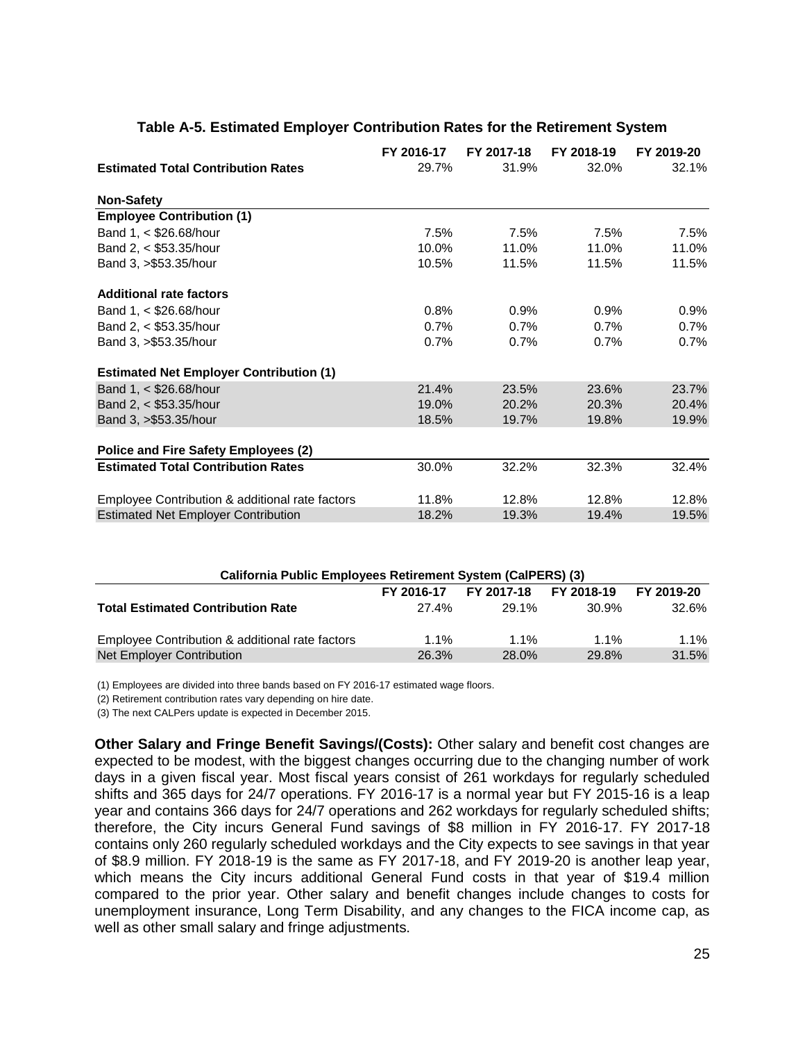### Table A-5. Estimated Employer Contribution Rates for the Retirement System

| | FY 2016-17 | FY 2017-18 | FY 2018-19 | FY 2019-20 |
|---|---|---|---|---|
| **Estimated Total Contribution Rates** | 29.7% | 31.9% | 32.0% | 32.1% |
| | | | | |
| **Non-Safety** | | | | |
| **Employee Contribution (1)** | | | | |
| Band 1, < $26.68/hour | 7.5% | 7.5% | 7.5% | 7.5% |
| Band 2, < $53.35/hour | 10.0% | 11.0% | 11.0% | 11.0% |
| Band 3, >$53.35/hour | 10.5% | 11.5% | 11.5% | 11.5% |
| | | | | |
| **Additional rate factors** | | | | |
| Band 1, < $26.68/hour | 0.8% | 0.9% | 0.9% | 0.9% |
| Band 2, < $53.35/hour | 0.7% | 0.7% | 0.7% | 0.7% |
| Band 3, >$53.35/hour | 0.7% | 0.7% | 0.7% | 0.7% |
| | | | | |
| **Estimated Net Employer Contribution (1)** | | | | |
| Band 1, < $26.68/hour | 21.4% | 23.5% | 23.6% | 23.7% |
| Band 2, < $53.35/hour | 19.0% | 20.2% | 20.3% | 20.4% |
| Band 3, >$53.35/hour | 18.5% | 19.7% | 19.8% | 19.9% |
| | | | | |
| **Police and Fire Safety Employees (2)** | | | | |
| **Estimated Total Contribution Rates** | 30.0% | 32.2% | 32.3% | 32.4% |
| | | | | |
| Employee Contribution & additional rate factors | 11.8% | 12.8% | 12.8% | 12.8% |
| Estimated Net Employer Contribution | 18.2% | 19.3% | 19.4% | 19.5% |

**California Public Employees Retirement System (CalPERS) (3)**

| | FY 2016-17 | FY 2017-18 | FY 2018-19 | FY 2019-20 |
|---|---|---|---|---|
| **Total Estimated Contribution Rate** | 27.4% | 29.1% | 30.9% | 32.6% |
| | | | | |
| Employee Contribution & additional rate factors | 1.1% | 1.1% | 1.1% | 1.1% |
| Net Employer Contribution | 26.3% | 28.0% | 29.8% | 31.5% |

(1) Employees are divided into three bands based on FY 2016-17 estimated wage floors.

(2) Retirement contribution rates vary depending on hire date.

(3) The next CALPers update is expected in December 2015.

**Other Salary and Fringe Benefit Savings/(Costs):** Other salary and benefit cost changes are expected to be modest, with the biggest changes occurring due to the changing number of work days in a given fiscal year. Most fiscal years consist of 261 workdays for regularly scheduled shifts and 365 days for 24/7 operations. FY 2016-17 is a normal year but FY 2015-16 is a leap year and contains 366 days for 24/7 operations and 262 workdays for regularly scheduled shifts; therefore, the City incurs General Fund savings of $8 million in FY 2016-17. FY 2017-18 contains only 260 regularly scheduled workdays and the City expects to see savings in that year of $8.9 million. FY 2018-19 is the same as FY 2017-18, and FY 2019-20 is another leap year, which means the City incurs additional General Fund costs in that year of $19.4 million compared to the prior year. Other salary and benefit changes include changes to costs for unemployment insurance, Long Term Disability, and any changes to the FICA income cap, as well as other small salary and fringe adjustments.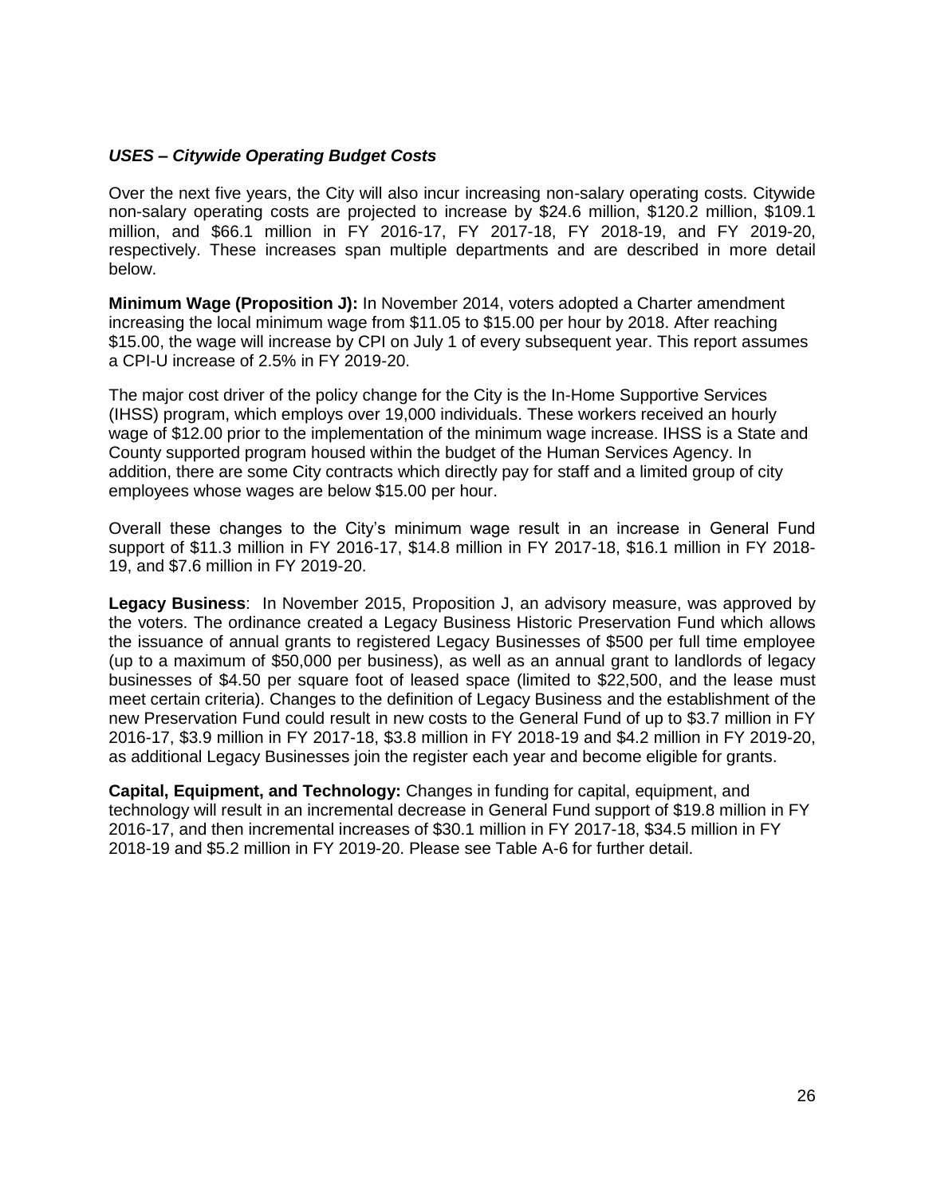### *USES – Citywide Operating Budget Costs*

Over the next five years, the City will also incur increasing non-salary operating costs. Citywide non-salary operating costs are projected to increase by $24.6 million, $120.2 million, $109.1 million, and $66.1 million in FY 2016-17, FY 2017-18, FY 2018-19, and FY 2019-20, respectively. These increases span multiple departments and are described in more detail below.

**Minimum Wage (Proposition J):** In November 2014, voters adopted a Charter amendment increasing the local minimum wage from $11.05 to $15.00 per hour by 2018. After reaching $15.00, the wage will increase by CPI on July 1 of every subsequent year. This report assumes a CPI-U increase of 2.5% in FY 2019-20.

The major cost driver of the policy change for the City is the In-Home Supportive Services (IHSS) program, which employs over 19,000 individuals. These workers received an hourly wage of $12.00 prior to the implementation of the minimum wage increase. IHSS is a State and County supported program housed within the budget of the Human Services Agency. In addition, there are some City contracts which directly pay for staff and a limited group of city employees whose wages are below $15.00 per hour.

Overall these changes to the City's minimum wage result in an increase in General Fund support of $11.3 million in FY 2016-17, $14.8 million in FY 2017-18, $16.1 million in FY 2018-19, and $7.6 million in FY 2019-20.

**Legacy Business**: In November 2015, Proposition J, an advisory measure, was approved by the voters. The ordinance created a Legacy Business Historic Preservation Fund which allows the issuance of annual grants to registered Legacy Businesses of $500 per full time employee (up to a maximum of $50,000 per business), as well as an annual grant to landlords of legacy businesses of $4.50 per square foot of leased space (limited to $22,500, and the lease must meet certain criteria). Changes to the definition of Legacy Business and the establishment of the new Preservation Fund could result in new costs to the General Fund of up to $3.7 million in FY 2016-17, $3.9 million in FY 2017-18, $3.8 million in FY 2018-19 and $4.2 million in FY 2019-20, as additional Legacy Businesses join the register each year and become eligible for grants.

**Capital, Equipment, and Technology:** Changes in funding for capital, equipment, and technology will result in an incremental decrease in General Fund support of $19.8 million in FY 2016-17, and then incremental increases of $30.1 million in FY 2017-18, $34.5 million in FY 2018-19 and $5.2 million in FY 2019-20. Please see Table A-6 for further detail.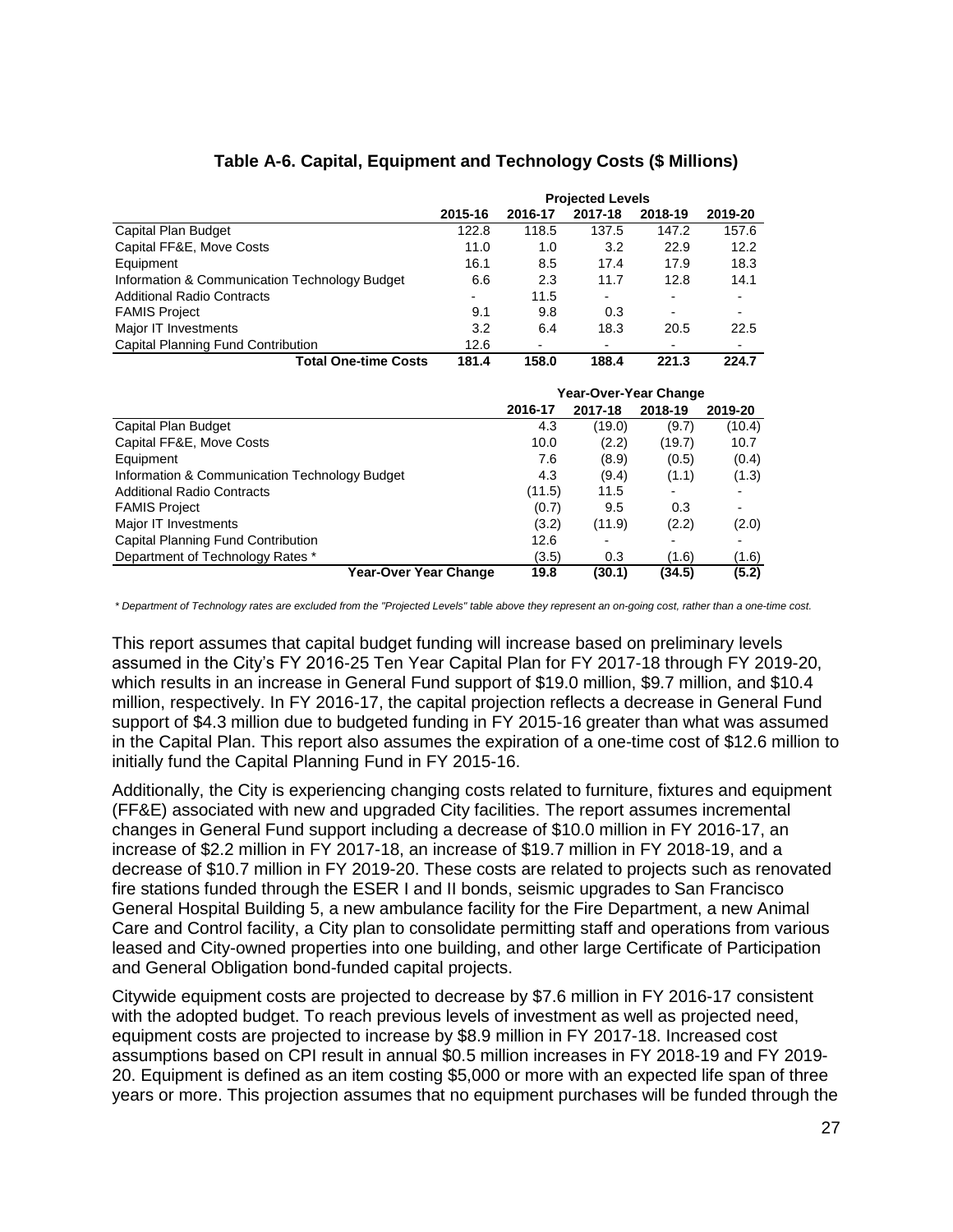**Table A-6. Capital, Equipment and Technology Costs ($ Millions)**

| | Projected Levels | | | | |
|---|---|---|---|---|---|
| | 2015-16 | 2016-17 | 2017-18 | 2018-19 | 2019-20 |
| Capital Plan Budget | 122.8 | 118.5 | 137.5 | 147.2 | 157.6 |
| Capital FF&E, Move Costs | 11.0 | 1.0 | 3.2 | 22.9 | 12.2 |
| Equipment | 16.1 | 8.5 | 17.4 | 17.9 | 18.3 |
| Information & Communication Technology Budget | 6.6 | 2.3 | 11.7 | 12.8 | 14.1 |
| Additional Radio Contracts | - | 11.5 | - | - | - |
| FAMIS Project | 9.1 | 9.8 | 0.3 | - | - |
| Major IT Investments | 3.2 | 6.4 | 18.3 | 20.5 | 22.5 |
| Capital Planning Fund Contribution | 12.6 | - | - | - | - |
| **Total One-time Costs** | **181.4** | **158.0** | **188.4** | **221.3** | **224.7** |

| | Year-Over-Year Change | | | |
|---|---|---|---|---|
| | 2016-17 | 2017-18 | 2018-19 | 2019-20 |
| Capital Plan Budget | 4.3 | (19.0) | (9.7) | (10.4) |
| Capital FF&E, Move Costs | 10.0 | (2.2) | (19.7) | 10.7 |
| Equipment | 7.6 | (8.9) | (0.5) | (0.4) |
| Information & Communication Technology Budget | 4.3 | (9.4) | (1.1) | (1.3) |
| Additional Radio Contracts | (11.5) | 11.5 | - | - |
| FAMIS Project | (0.7) | 9.5 | 0.3 | - |
| Major IT Investments | (3.2) | (11.9) | (2.2) | (2.0) |
| Capital Planning Fund Contribution | 12.6 | - | - | - |
| Department of Technology Rates * | (3.5) | 0.3 | (1.6) | (1.6) |
| **Year-Over Year Change** | **19.8** | **(30.1)** | **(34.5)** | **(5.2)** |

*\* Department of Technology rates are excluded from the "Projected Levels" table above they represent an on-going cost, rather than a one-time cost.*

This report assumes that capital budget funding will increase based on preliminary levels assumed in the City's FY 2016-25 Ten Year Capital Plan for FY 2017-18 through FY 2019-20, which results in an increase in General Fund support of $19.0 million, $9.7 million, and $10.4 million, respectively. In FY 2016-17, the capital projection reflects a decrease in General Fund support of $4.3 million due to budgeted funding in FY 2015-16 greater than what was assumed in the Capital Plan. This report also assumes the expiration of a one-time cost of $12.6 million to initially fund the Capital Planning Fund in FY 2015-16.

Additionally, the City is experiencing changing costs related to furniture, fixtures and equipment (FF&E) associated with new and upgraded City facilities. The report assumes incremental changes in General Fund support including a decrease of $10.0 million in FY 2016-17, an increase of $2.2 million in FY 2017-18, an increase of $19.7 million in FY 2018-19, and a decrease of $10.7 million in FY 2019-20. These costs are related to projects such as renovated fire stations funded through the ESER I and II bonds, seismic upgrades to San Francisco General Hospital Building 5, a new ambulance facility for the Fire Department, a new Animal Care and Control facility, a City plan to consolidate permitting staff and operations from various leased and City-owned properties into one building, and other large Certificate of Participation and General Obligation bond-funded capital projects.

Citywide equipment costs are projected to decrease by $7.6 million in FY 2016-17 consistent with the adopted budget. To reach previous levels of investment as well as projected need, equipment costs are projected to increase by $8.9 million in FY 2017-18. Increased cost assumptions based on CPI result in annual $0.5 million increases in FY 2018-19 and FY 2019-20. Equipment is defined as an item costing $5,000 or more with an expected life span of three years or more. This projection assumes that no equipment purchases will be funded through the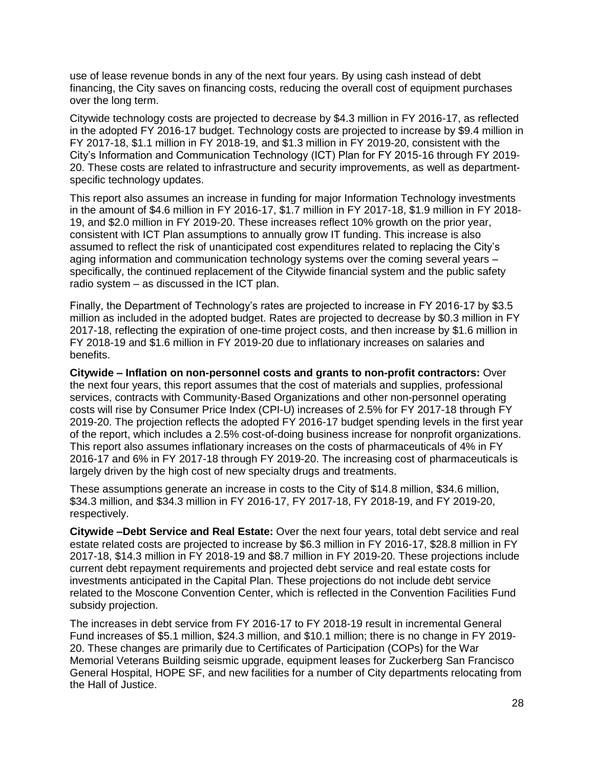use of lease revenue bonds in any of the next four years. By using cash instead of debt financing, the City saves on financing costs, reducing the overall cost of equipment purchases over the long term.

Citywide technology costs are projected to decrease by $4.3 million in FY 2016-17, as reflected in the adopted FY 2016-17 budget. Technology costs are projected to increase by $9.4 million in FY 2017-18, $1.1 million in FY 2018-19, and $1.3 million in FY 2019-20, consistent with the City's Information and Communication Technology (ICT) Plan for FY 2015-16 through FY 2019-20. These costs are related to infrastructure and security improvements, as well as department-specific technology updates.

This report also assumes an increase in funding for major Information Technology investments in the amount of $4.6 million in FY 2016-17, $1.7 million in FY 2017-18, $1.9 million in FY 2018-19, and $2.0 million in FY 2019-20. These increases reflect 10% growth on the prior year, consistent with ICT Plan assumptions to annually grow IT funding. This increase is also assumed to reflect the risk of unanticipated cost expenditures related to replacing the City's aging information and communication technology systems over the coming several years – specifically, the continued replacement of the Citywide financial system and the public safety radio system – as discussed in the ICT plan.

Finally, the Department of Technology's rates are projected to increase in FY 2016-17 by $3.5 million as included in the adopted budget. Rates are projected to decrease by $0.3 million in FY 2017-18, reflecting the expiration of one-time project costs, and then increase by $1.6 million in FY 2018-19 and $1.6 million in FY 2019-20 due to inflationary increases on salaries and benefits.

**Citywide – Inflation on non-personnel costs and grants to non-profit contractors:** Over the next four years, this report assumes that the cost of materials and supplies, professional services, contracts with Community-Based Organizations and other non-personnel operating costs will rise by Consumer Price Index (CPI-U) increases of 2.5% for FY 2017-18 through FY 2019-20. The projection reflects the adopted FY 2016-17 budget spending levels in the first year of the report, which includes a 2.5% cost-of-doing business increase for nonprofit organizations. This report also assumes inflationary increases on the costs of pharmaceuticals of 4% in FY 2016-17 and 6% in FY 2017-18 through FY 2019-20. The increasing cost of pharmaceuticals is largely driven by the high cost of new specialty drugs and treatments.

These assumptions generate an increase in costs to the City of $14.8 million, $34.6 million, $34.3 million, and $34.3 million in FY 2016-17, FY 2017-18, FY 2018-19, and FY 2019-20, respectively.

**Citywide –Debt Service and Real Estate:** Over the next four years, total debt service and real estate related costs are projected to increase by $6.3 million in FY 2016-17, $28.8 million in FY 2017-18, $14.3 million in FY 2018-19 and $8.7 million in FY 2019-20. These projections include current debt repayment requirements and projected debt service and real estate costs for investments anticipated in the Capital Plan. These projections do not include debt service related to the Moscone Convention Center, which is reflected in the Convention Facilities Fund subsidy projection.

The increases in debt service from FY 2016-17 to FY 2018-19 result in incremental General Fund increases of $5.1 million, $24.3 million, and $10.1 million; there is no change in FY 2019-20. These changes are primarily due to Certificates of Participation (COPs) for the War Memorial Veterans Building seismic upgrade, equipment leases for Zuckerberg San Francisco General Hospital, HOPE SF, and new facilities for a number of City departments relocating from the Hall of Justice.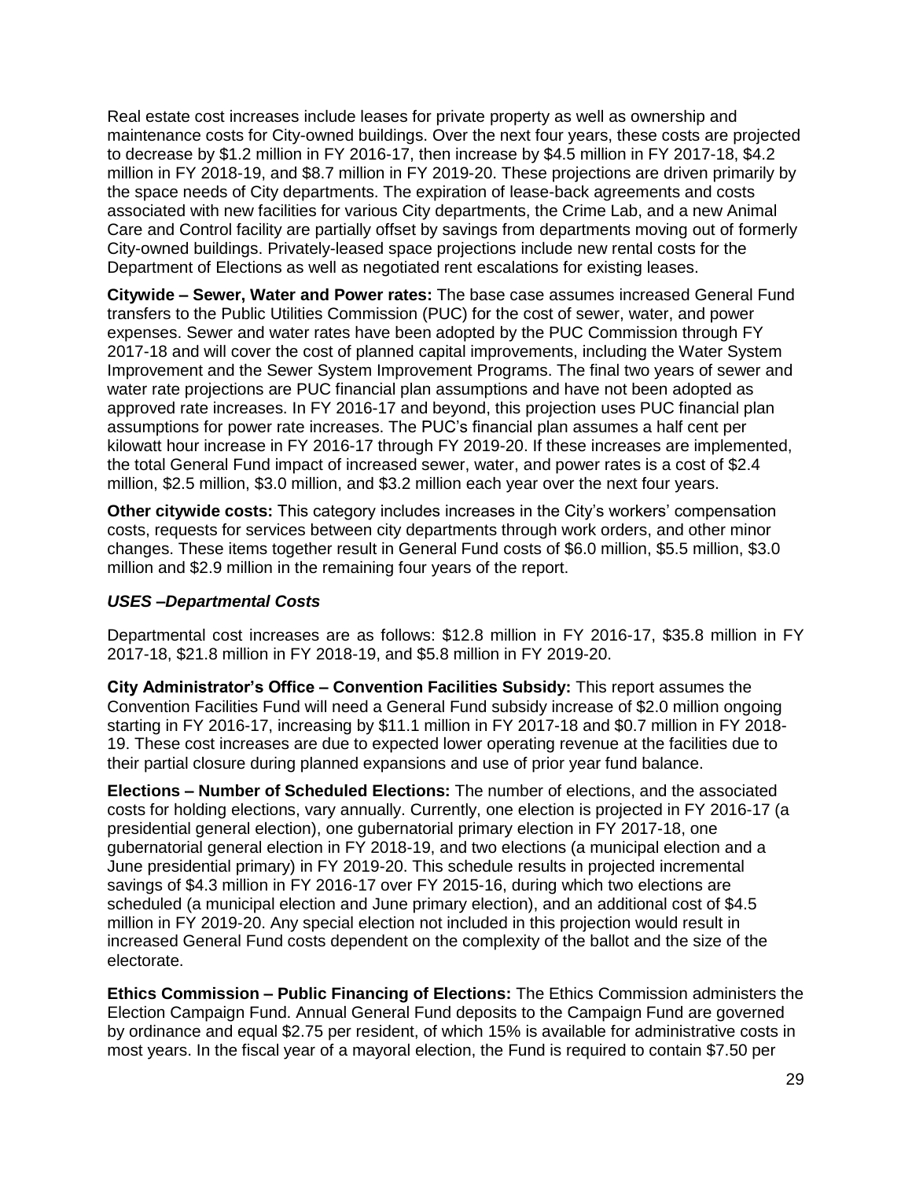Real estate cost increases include leases for private property as well as ownership and maintenance costs for City-owned buildings. Over the next four years, these costs are projected to decrease by $1.2 million in FY 2016-17, then increase by $4.5 million in FY 2017-18, $4.2 million in FY 2018-19, and $8.7 million in FY 2019-20. These projections are driven primarily by the space needs of City departments. The expiration of lease-back agreements and costs associated with new facilities for various City departments, the Crime Lab, and a new Animal Care and Control facility are partially offset by savings from departments moving out of formerly City-owned buildings. Privately-leased space projections include new rental costs for the Department of Elections as well as negotiated rent escalations for existing leases.

**Citywide – Sewer, Water and Power rates:** The base case assumes increased General Fund transfers to the Public Utilities Commission (PUC) for the cost of sewer, water, and power expenses. Sewer and water rates have been adopted by the PUC Commission through FY 2017-18 and will cover the cost of planned capital improvements, including the Water System Improvement and the Sewer System Improvement Programs. The final two years of sewer and water rate projections are PUC financial plan assumptions and have not been adopted as approved rate increases. In FY 2016-17 and beyond, this projection uses PUC financial plan assumptions for power rate increases. The PUC's financial plan assumes a half cent per kilowatt hour increase in FY 2016-17 through FY 2019-20. If these increases are implemented, the total General Fund impact of increased sewer, water, and power rates is a cost of $2.4 million, $2.5 million, $3.0 million, and $3.2 million each year over the next four years.

**Other citywide costs:** This category includes increases in the City's workers' compensation costs, requests for services between city departments through work orders, and other minor changes. These items together result in General Fund costs of $6.0 million, $5.5 million, $3.0 million and $2.9 million in the remaining four years of the report.

### *USES –Departmental Costs*

Departmental cost increases are as follows: $12.8 million in FY 2016-17, $35.8 million in FY 2017-18, $21.8 million in FY 2018-19, and $5.8 million in FY 2019-20.

**City Administrator's Office – Convention Facilities Subsidy:** This report assumes the Convention Facilities Fund will need a General Fund subsidy increase of $2.0 million ongoing starting in FY 2016-17, increasing by $11.1 million in FY 2017-18 and $0.7 million in FY 2018-19. These cost increases are due to expected lower operating revenue at the facilities due to their partial closure during planned expansions and use of prior year fund balance.

**Elections – Number of Scheduled Elections:** The number of elections, and the associated costs for holding elections, vary annually. Currently, one election is projected in FY 2016-17 (a presidential general election), one gubernatorial primary election in FY 2017-18, one gubernatorial general election in FY 2018-19, and two elections (a municipal election and a June presidential primary) in FY 2019-20. This schedule results in projected incremental savings of $4.3 million in FY 2016-17 over FY 2015-16, during which two elections are scheduled (a municipal election and June primary election), and an additional cost of $4.5 million in FY 2019-20. Any special election not included in this projection would result in increased General Fund costs dependent on the complexity of the ballot and the size of the electorate.

**Ethics Commission – Public Financing of Elections:** The Ethics Commission administers the Election Campaign Fund. Annual General Fund deposits to the Campaign Fund are governed by ordinance and equal $2.75 per resident, of which 15% is available for administrative costs in most years. In the fiscal year of a mayoral election, the Fund is required to contain $7.50 per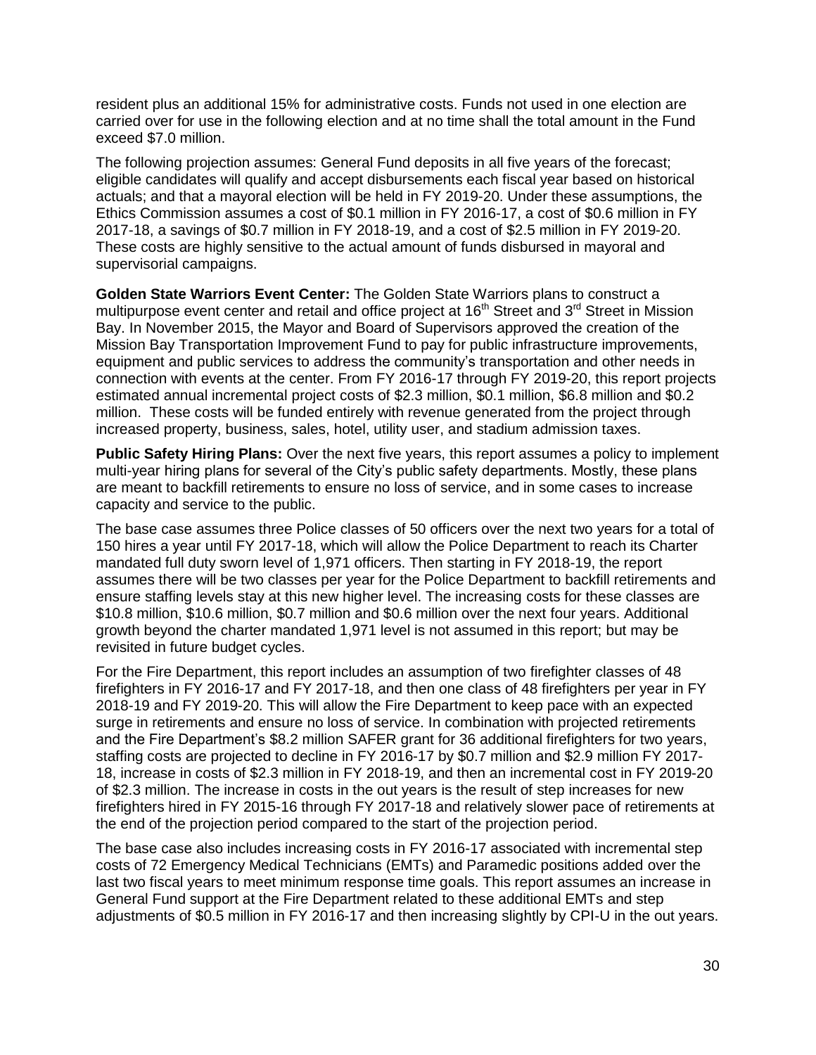resident plus an additional 15% for administrative costs. Funds not used in one election are carried over for use in the following election and at no time shall the total amount in the Fund exceed $7.0 million.

The following projection assumes: General Fund deposits in all five years of the forecast; eligible candidates will qualify and accept disbursements each fiscal year based on historical actuals; and that a mayoral election will be held in FY 2019-20. Under these assumptions, the Ethics Commission assumes a cost of $0.1 million in FY 2016-17, a cost of $0.6 million in FY 2017-18, a savings of $0.7 million in FY 2018-19, and a cost of $2.5 million in FY 2019-20. These costs are highly sensitive to the actual amount of funds disbursed in mayoral and supervisorial campaigns.

**Golden State Warriors Event Center:** The Golden State Warriors plans to construct a multipurpose event center and retail and office project at 16th Street and 3rd Street in Mission Bay. In November 2015, the Mayor and Board of Supervisors approved the creation of the Mission Bay Transportation Improvement Fund to pay for public infrastructure improvements, equipment and public services to address the community's transportation and other needs in connection with events at the center. From FY 2016-17 through FY 2019-20, this report projects estimated annual incremental project costs of $2.3 million, $0.1 million, $6.8 million and $0.2 million. These costs will be funded entirely with revenue generated from the project through increased property, business, sales, hotel, utility user, and stadium admission taxes.

**Public Safety Hiring Plans:** Over the next five years, this report assumes a policy to implement multi-year hiring plans for several of the City's public safety departments. Mostly, these plans are meant to backfill retirements to ensure no loss of service, and in some cases to increase capacity and service to the public.

The base case assumes three Police classes of 50 officers over the next two years for a total of 150 hires a year until FY 2017-18, which will allow the Police Department to reach its Charter mandated full duty sworn level of 1,971 officers. Then starting in FY 2018-19, the report assumes there will be two classes per year for the Police Department to backfill retirements and ensure staffing levels stay at this new higher level. The increasing costs for these classes are $10.8 million, $10.6 million, $0.7 million and $0.6 million over the next four years. Additional growth beyond the charter mandated 1,971 level is not assumed in this report; but may be revisited in future budget cycles.

For the Fire Department, this report includes an assumption of two firefighter classes of 48 firefighters in FY 2016-17 and FY 2017-18, and then one class of 48 firefighters per year in FY 2018-19 and FY 2019-20. This will allow the Fire Department to keep pace with an expected surge in retirements and ensure no loss of service. In combination with projected retirements and the Fire Department's $8.2 million SAFER grant for 36 additional firefighters for two years, staffing costs are projected to decline in FY 2016-17 by $0.7 million and $2.9 million FY 2017-18, increase in costs of $2.3 million in FY 2018-19, and then an incremental cost in FY 2019-20 of $2.3 million. The increase in costs in the out years is the result of step increases for new firefighters hired in FY 2015-16 through FY 2017-18 and relatively slower pace of retirements at the end of the projection period compared to the start of the projection period.

The base case also includes increasing costs in FY 2016-17 associated with incremental step costs of 72 Emergency Medical Technicians (EMTs) and Paramedic positions added over the last two fiscal years to meet minimum response time goals. This report assumes an increase in General Fund support at the Fire Department related to these additional EMTs and step adjustments of $0.5 million in FY 2016-17 and then increasing slightly by CPI-U in the out years.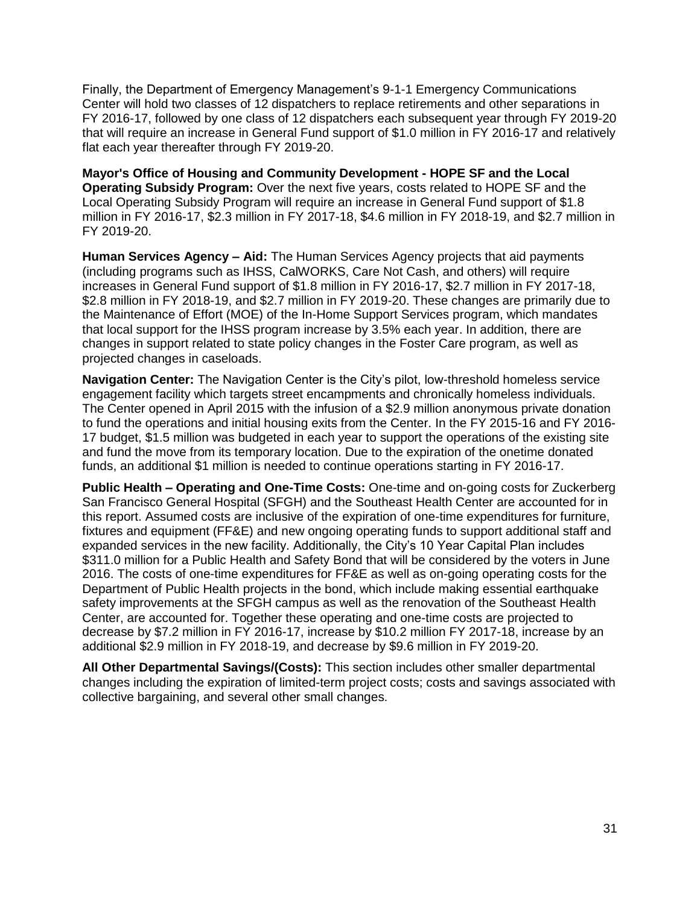Finally, the Department of Emergency Management's 9-1-1 Emergency Communications Center will hold two classes of 12 dispatchers to replace retirements and other separations in FY 2016-17, followed by one class of 12 dispatchers each subsequent year through FY 2019-20 that will require an increase in General Fund support of $1.0 million in FY 2016-17 and relatively flat each year thereafter through FY 2019-20.

**Mayor's Office of Housing and Community Development - HOPE SF and the Local Operating Subsidy Program:** Over the next five years, costs related to HOPE SF and the Local Operating Subsidy Program will require an increase in General Fund support of $1.8 million in FY 2016-17, $2.3 million in FY 2017-18, $4.6 million in FY 2018-19, and $2.7 million in FY 2019-20.

**Human Services Agency – Aid:** The Human Services Agency projects that aid payments (including programs such as IHSS, CalWORKS, Care Not Cash, and others) will require increases in General Fund support of $1.8 million in FY 2016-17, $2.7 million in FY 2017-18, $2.8 million in FY 2018-19, and $2.7 million in FY 2019-20. These changes are primarily due to the Maintenance of Effort (MOE) of the In-Home Support Services program, which mandates that local support for the IHSS program increase by 3.5% each year. In addition, there are changes in support related to state policy changes in the Foster Care program, as well as projected changes in caseloads.

**Navigation Center:** The Navigation Center is the City's pilot, low-threshold homeless service engagement facility which targets street encampments and chronically homeless individuals. The Center opened in April 2015 with the infusion of a $2.9 million anonymous private donation to fund the operations and initial housing exits from the Center. In the FY 2015-16 and FY 2016-17 budget, $1.5 million was budgeted in each year to support the operations of the existing site and fund the move from its temporary location. Due to the expiration of the onetime donated funds, an additional $1 million is needed to continue operations starting in FY 2016-17.

**Public Health – Operating and One-Time Costs:** One-time and on-going costs for Zuckerberg San Francisco General Hospital (SFGH) and the Southeast Health Center are accounted for in this report. Assumed costs are inclusive of the expiration of one-time expenditures for furniture, fixtures and equipment (FF&E) and new ongoing operating funds to support additional staff and expanded services in the new facility. Additionally, the City's 10 Year Capital Plan includes $311.0 million for a Public Health and Safety Bond that will be considered by the voters in June 2016. The costs of one-time expenditures for FF&E as well as on-going operating costs for the Department of Public Health projects in the bond, which include making essential earthquake safety improvements at the SFGH campus as well as the renovation of the Southeast Health Center, are accounted for. Together these operating and one-time costs are projected to decrease by $7.2 million in FY 2016-17, increase by $10.2 million FY 2017-18, increase by an additional $2.9 million in FY 2018-19, and decrease by $9.6 million in FY 2019-20.

**All Other Departmental Savings/(Costs):** This section includes other smaller departmental changes including the expiration of limited-term project costs; costs and savings associated with collective bargaining, and several other small changes.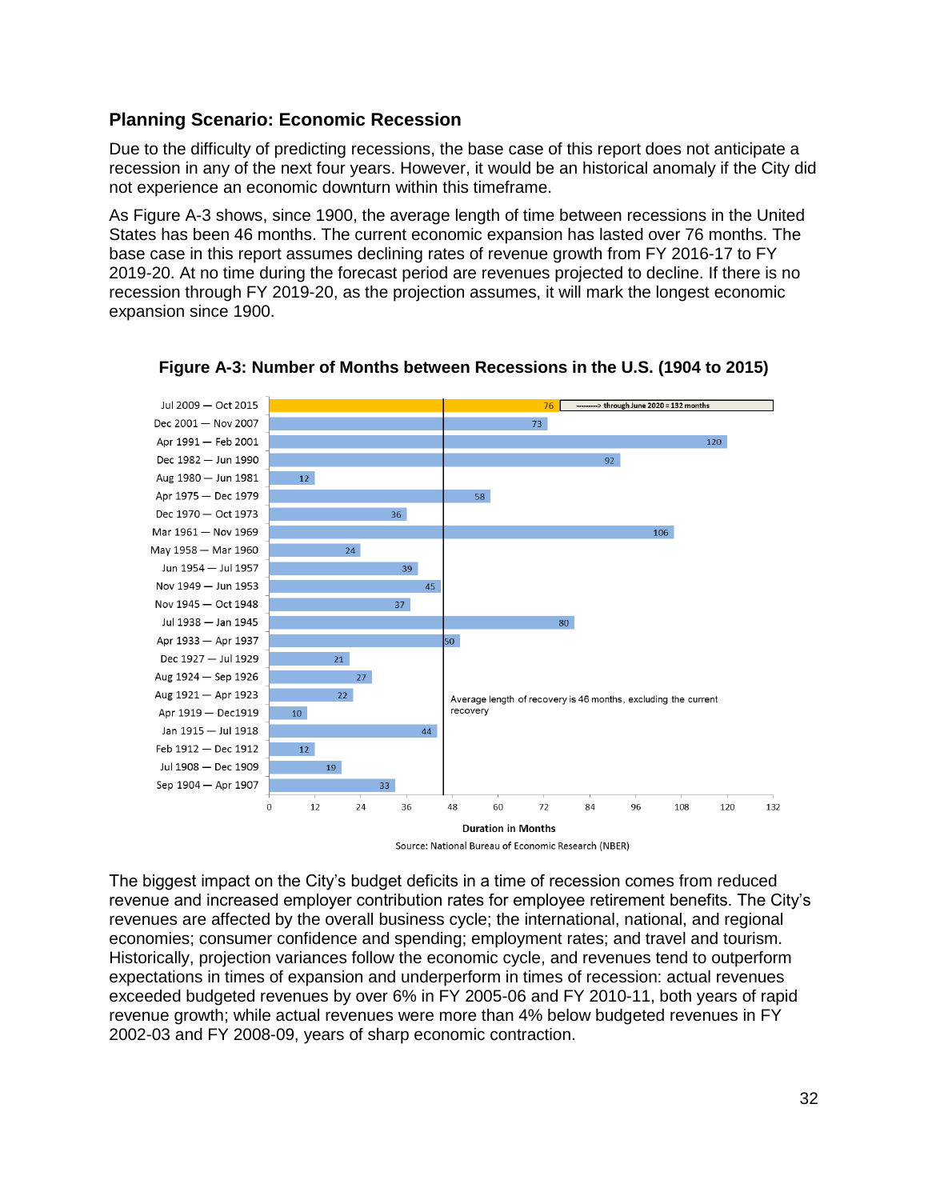### Planning Scenario: Economic Recession

Due to the difficulty of predicting recessions, the base case of this report does not anticipate a recession in any of the next four years. However, it would be an historical anomaly if the City did not experience an economic downturn within this timeframe.

As Figure A-3 shows, since 1900, the average length of time between recessions in the United States has been 46 months. The current economic expansion has lasted over 76 months. The base case in this report assumes declining rates of revenue growth from FY 2016-17 to FY 2019-20. At no time during the forecast period are revenues projected to decline. If there is no recession through FY 2019-20, as the projection assumes, it will mark the longest economic expansion since 1900.

**Figure A-3: Number of Months between Recessions in the U.S. (1904 to 2015)**

| Period | Duration in Months |
|---|---|
| Jul 2009 — Oct 2015 | 76 (---------> through June 2020 = 132 months) |
| Dec 2001 — Nov 2007 | 73 |
| Apr 1991 — Feb 2001 | 120 |
| Dec 1982 — Jun 1990 | 92 |
| Aug 1980 — Jun 1981 | 12 |
| Apr 1975 — Dec 1979 | 58 |
| Dec 1970 — Oct 1973 | 36 |
| Mar 1961 — Nov 1969 | 106 |
| May 1958 — Mar 1960 | 24 |
| Jun 1954 — Jul 1957 | 39 |
| Nov 1949 — Jun 1953 | 45 |
| Nov 1945 — Oct 1948 | 37 |
| Jul 1938 — Jan 1945 | 80 |
| Apr 1933 — Apr 1937 | 50 |
| Dec 1927 — Jul 1929 | 21 |
| Aug 1924 — Sep 1926 | 27 |
| Aug 1921 — Apr 1923 | 22 |
| Apr 1919 — Dec1919 | 10 |
| Jan 1915 — Jul 1918 | 44 |
| Feb 1912 — Dec 1912 | 12 |
| Jul 1908 — Dec 1909 | 19 |
| Sep 1904 — Apr 1907 | 33 |

Average length of recovery is 46 months, excluding the current recovery

Source: National Bureau of Economic Research (NBER)

The biggest impact on the City's budget deficits in a time of recession comes from reduced revenue and increased employer contribution rates for employee retirement benefits. The City's revenues are affected by the overall business cycle; the international, national, and regional economies; consumer confidence and spending; employment rates; and travel and tourism. Historically, projection variances follow the economic cycle, and revenues tend to outperform expectations in times of expansion and underperform in times of recession: actual revenues exceeded budgeted revenues by over 6% in FY 2005-06 and FY 2010-11, both years of rapid revenue growth; while actual revenues were more than 4% below budgeted revenues in FY 2002-03 and FY 2008-09, years of sharp economic contraction.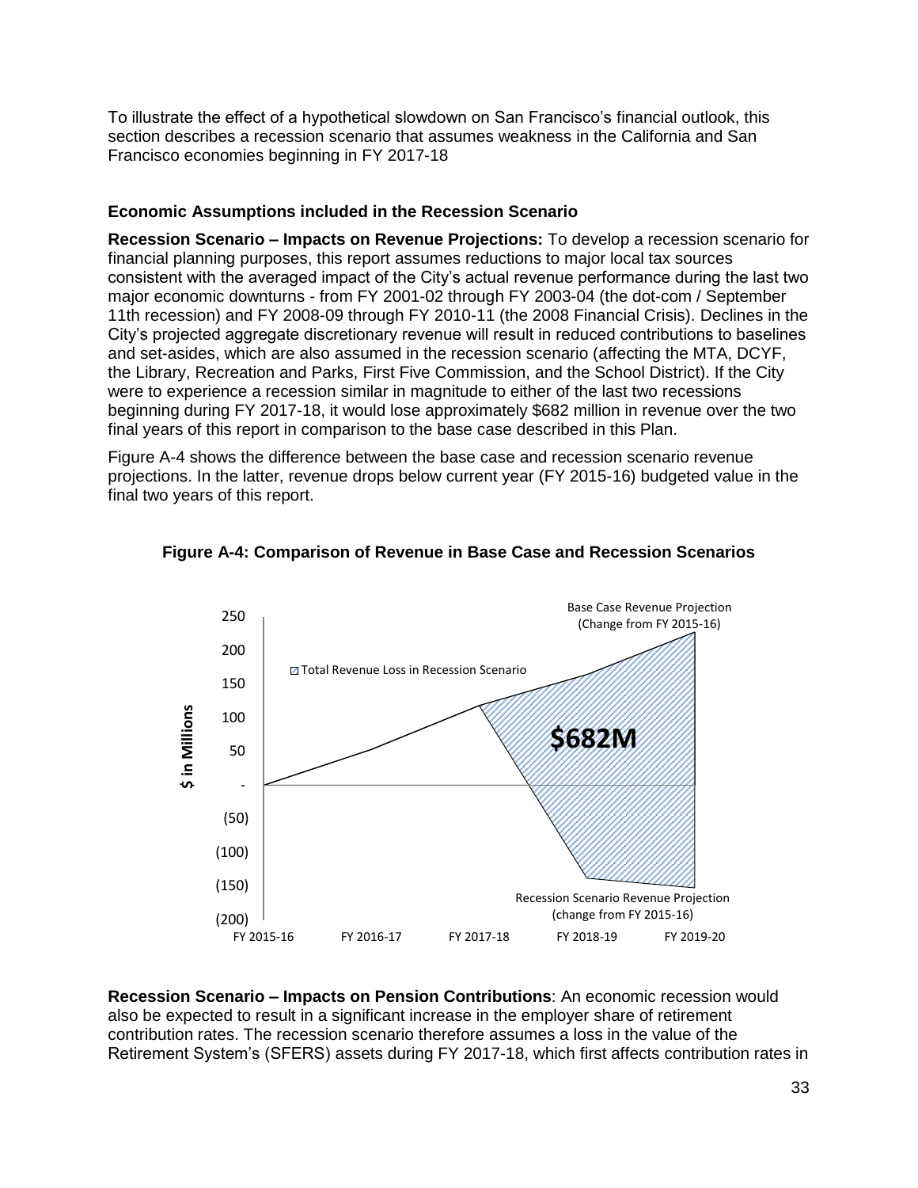To illustrate the effect of a hypothetical slowdown on San Francisco's financial outlook, this section describes a recession scenario that assumes weakness in the California and San Francisco economies beginning in FY 2017-18

### Economic Assumptions included in the Recession Scenario

**Recession Scenario – Impacts on Revenue Projections:** To develop a recession scenario for financial planning purposes, this report assumes reductions to major local tax sources consistent with the averaged impact of the City's actual revenue performance during the last two major economic downturns - from FY 2001-02 through FY 2003-04 (the dot-com / September 11th recession) and FY 2008-09 through FY 2010-11 (the 2008 Financial Crisis). Declines in the City's projected aggregate discretionary revenue will result in reduced contributions to baselines and set-asides, which are also assumed in the recession scenario (affecting the MTA, DCYF, the Library, Recreation and Parks, First Five Commission, and the School District). If the City were to experience a recession similar in magnitude to either of the last two recessions beginning during FY 2017-18, it would lose approximately $682 million in revenue over the two final years of this report in comparison to the base case described in this Plan.

Figure A-4 shows the difference between the base case and recession scenario revenue projections. In the latter, revenue drops below current year (FY 2015-16) budgeted value in the final two years of this report.

**Figure A-4: Comparison of Revenue in Base Case and Recession Scenarios**

**Recession Scenario – Impacts on Pension Contributions**: An economic recession would also be expected to result in a significant increase in the employer share of retirement contribution rates. The recession scenario therefore assumes a loss in the value of the Retirement System's (SFERS) assets during FY 2017-18, which first affects contribution rates in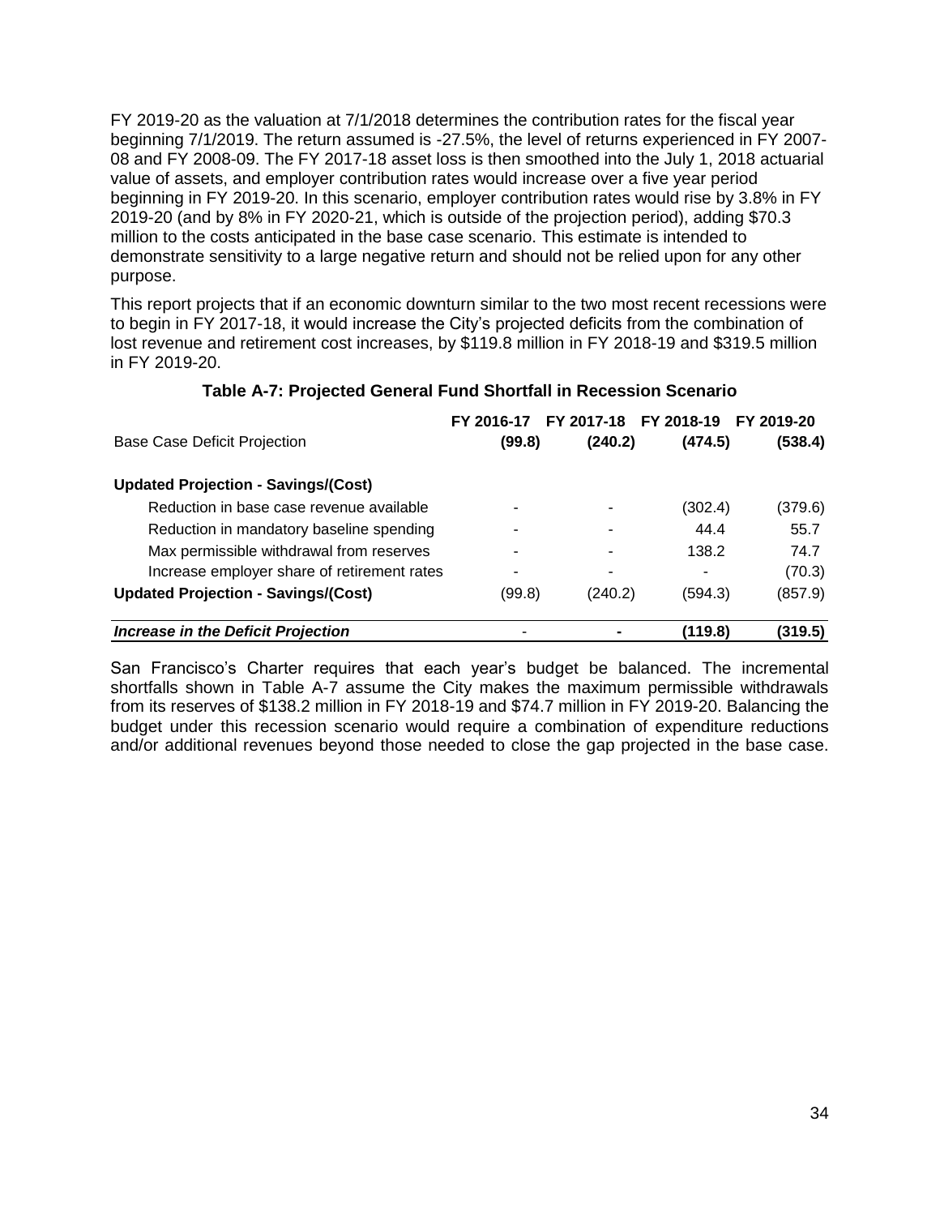FY 2019-20 as the valuation at 7/1/2018 determines the contribution rates for the fiscal year beginning 7/1/2019. The return assumed is -27.5%, the level of returns experienced in FY 2007-08 and FY 2008-09. The FY 2017-18 asset loss is then smoothed into the July 1, 2018 actuarial value of assets, and employer contribution rates would increase over a five year period beginning in FY 2019-20. In this scenario, employer contribution rates would rise by 3.8% in FY 2019-20 (and by 8% in FY 2020-21, which is outside of the projection period), adding $70.3 million to the costs anticipated in the base case scenario. This estimate is intended to demonstrate sensitivity to a large negative return and should not be relied upon for any other purpose.

This report projects that if an economic downturn similar to the two most recent recessions were to begin in FY 2017-18, it would increase the City's projected deficits from the combination of lost revenue and retirement cost increases, by $119.8 million in FY 2018-19 and $319.5 million in FY 2019-20.

**Table A-7: Projected General Fund Shortfall in Recession Scenario**

| | FY 2016-17 | FY 2017-18 | FY 2018-19 | FY 2019-20 |
|---|---|---|---|---|
| Base Case Deficit Projection | **(99.8)** | **(240.2)** | **(474.5)** | **(538.4)** |
| **Updated Projection - Savings/(Cost)** | | | | |
| Reduction in base case revenue available | - | - | (302.4) | (379.6) |
| Reduction in mandatory baseline spending | - | - | 44.4 | 55.7 |
| Max permissible withdrawal from reserves | - | - | 138.2 | 74.7 |
| Increase employer share of retirement rates | - | - | - | (70.3) |
| **Updated Projection - Savings/(Cost)** | (99.8) | (240.2) | (594.3) | (857.9) |
| ***Increase in the Deficit Projection*** | - | - | **(119.8)** | **(319.5)** |

San Francisco's Charter requires that each year's budget be balanced. The incremental shortfalls shown in Table A-7 assume the City makes the maximum permissible withdrawals from its reserves of $138.2 million in FY 2018-19 and $74.7 million in FY 2019-20. Balancing the budget under this recession scenario would require a combination of expenditure reductions and/or additional revenues beyond those needed to close the gap projected in the base case.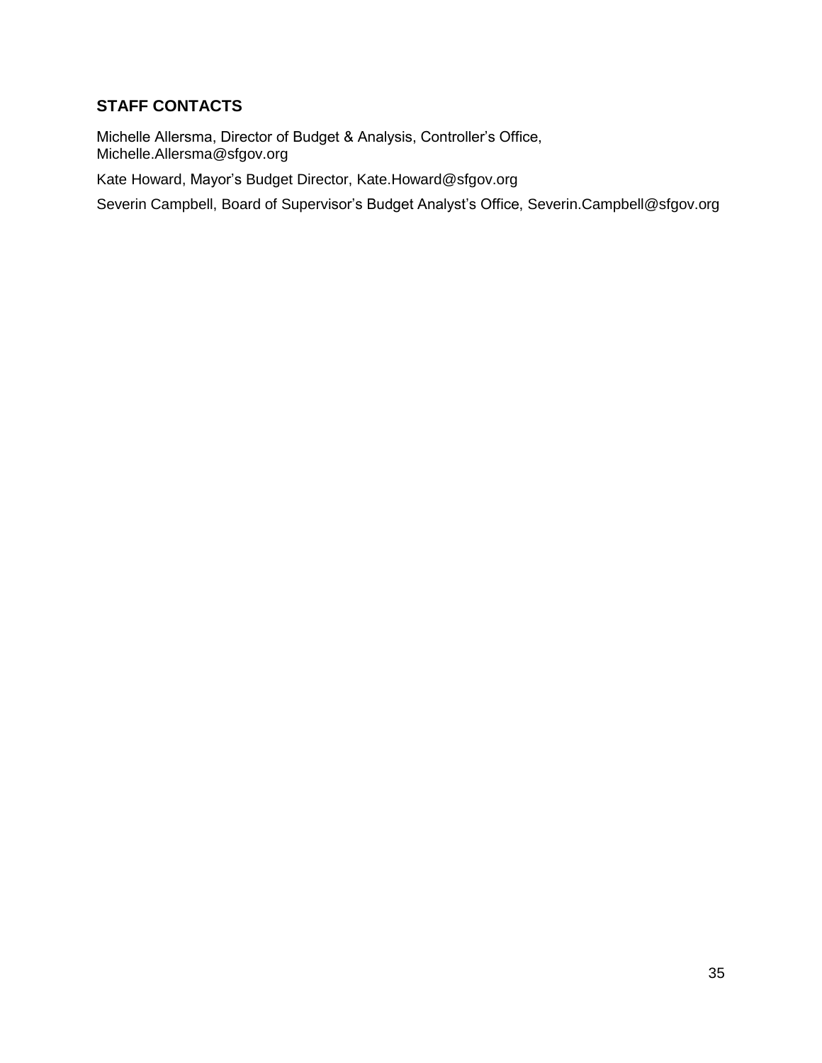## STAFF CONTACTS

Michelle Allersma, Director of Budget & Analysis, Controller's Office, Michelle.Allersma@sfgov.org

Kate Howard, Mayor's Budget Director, Kate.Howard@sfgov.org

Severin Campbell, Board of Supervisor's Budget Analyst's Office, Severin.Campbell@sfgov.org